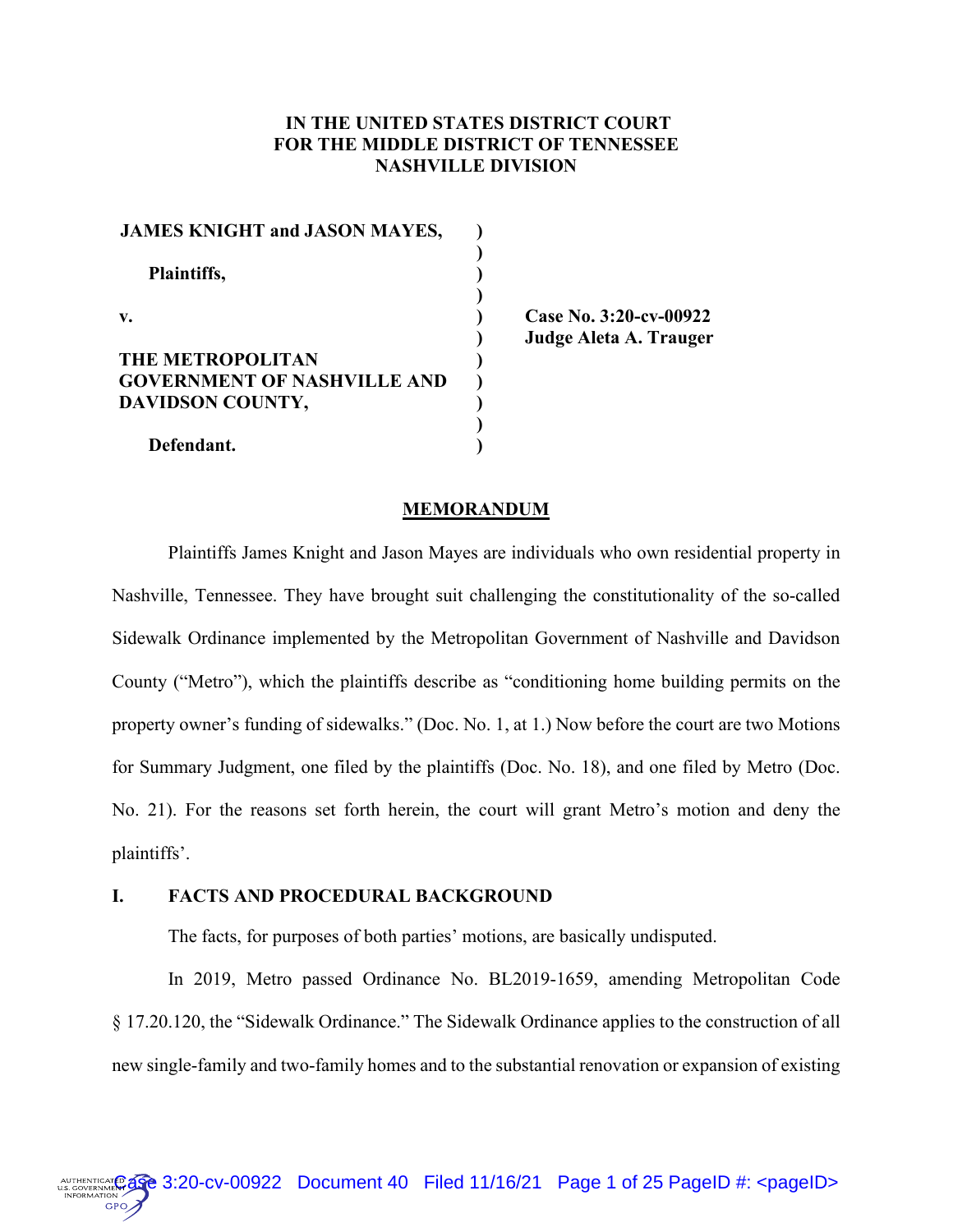**IN THE UNITED STATES DISTRICT COURT**
**FOR THE MIDDLE DISTRICT OF TENNESSEE**
**NASHVILLE DIVISION**

| | | |
|---|---|---|
| **JAMES KNIGHT and JASON MAYES,** | ) | |
| | ) | |
| **Plaintiffs,** | ) | |
| | ) | |
| **v.** | ) | **Case No. 3:20-cv-00922** |
| | ) | **Judge Aleta A. Trauger** |
| **THE METROPOLITAN GOVERNMENT OF NASHVILLE AND DAVIDSON COUNTY,** | ) | |
| | ) | |
| **Defendant.** | ) | |

**MEMORANDUM**

Plaintiffs James Knight and Jason Mayes are individuals who own residential property in Nashville, Tennessee. They have brought suit challenging the constitutionality of the so-called Sidewalk Ordinance implemented by the Metropolitan Government of Nashville and Davidson County ("Metro"), which the plaintiffs describe as "conditioning home building permits on the property owner's funding of sidewalks." (Doc. No. 1, at 1.) Now before the court are two Motions for Summary Judgment, one filed by the plaintiffs (Doc. No. 18), and one filed by Metro (Doc. No. 21). For the reasons set forth herein, the court will grant Metro's motion and deny the plaintiffs'.

## I. FACTS AND PROCEDURAL BACKGROUND

The facts, for purposes of both parties' motions, are basically undisputed.

In 2019, Metro passed Ordinance No. BL2019-1659, amending Metropolitan Code § 17.20.120, the "Sidewalk Ordinance." The Sidewalk Ordinance applies to the construction of all new single-family and two-family homes and to the substantial renovation or expansion of existing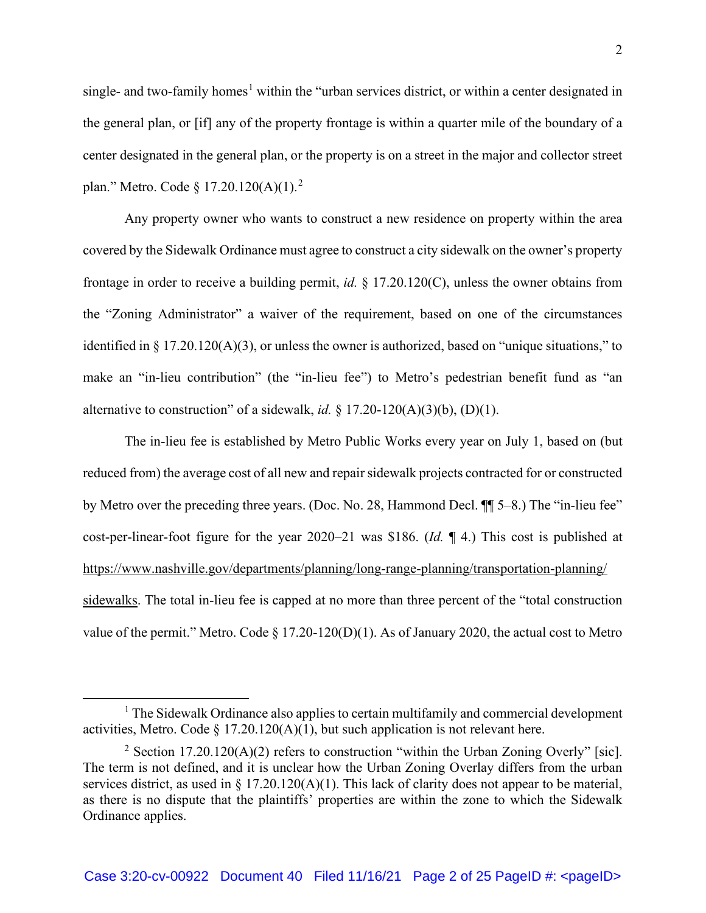single- and two-family homes[1] within the "urban services district, or within a center designated in the general plan, or [if] any of the property frontage is within a quarter mile of the boundary of a center designated in the general plan, or the property is on a street in the major and collector street plan." Metro. Code § 17.20.120(A)(1).[2]

Any property owner who wants to construct a new residence on property within the area covered by the Sidewalk Ordinance must agree to construct a city sidewalk on the owner's property frontage in order to receive a building permit, *id.* § 17.20.120(C), unless the owner obtains from the "Zoning Administrator" a waiver of the requirement, based on one of the circumstances identified in § 17.20.120(A)(3), or unless the owner is authorized, based on "unique situations," to make an "in-lieu contribution" (the "in-lieu fee") to Metro's pedestrian benefit fund as "an alternative to construction" of a sidewalk, *id.* § 17.20-120(A)(3)(b), (D)(1).

The in-lieu fee is established by Metro Public Works every year on July 1, based on (but reduced from) the average cost of all new and repair sidewalk projects contracted for or constructed by Metro over the preceding three years. (Doc. No. 28, Hammond Decl. ¶¶ 5–8.) The "in-lieu fee" cost-per-linear-foot figure for the year 2020–21 was $186. (*Id.* ¶ 4.) This cost is published at https://www.nashville.gov/departments/planning/long-range-planning/transportation-planning/sidewalks. The total in-lieu fee is capped at no more than three percent of the "total construction value of the permit." Metro. Code § 17.20-120(D)(1). As of January 2020, the actual cost to Metro

---

[1] The Sidewalk Ordinance also applies to certain multifamily and commercial development activities, Metro. Code § 17.20.120(A)(1), but such application is not relevant here.

[2] Section 17.20.120(A)(2) refers to construction "within the Urban Zoning Overly" [sic]. The term is not defined, and it is unclear how the Urban Zoning Overlay differs from the urban services district, as used in § 17.20.120(A)(1). This lack of clarity does not appear to be material, as there is no dispute that the plaintiffs' properties are within the zone to which the Sidewalk Ordinance applies.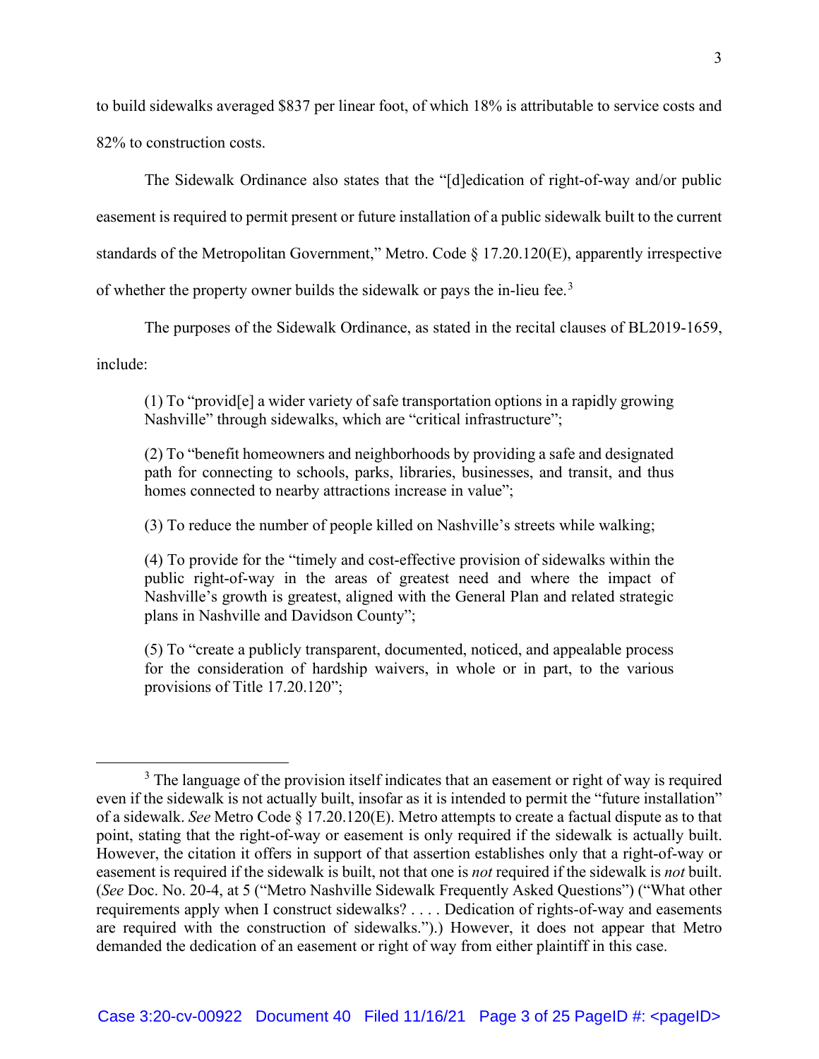to build sidewalks averaged $837 per linear foot, of which 18% is attributable to service costs and 82% to construction costs.

The Sidewalk Ordinance also states that the "[d]edication of right-of-way and/or public easement is required to permit present or future installation of a public sidewalk built to the current standards of the Metropolitan Government," Metro. Code § 17.20.120(E), apparently irrespective of whether the property owner builds the sidewalk or pays the in-lieu fee.[3]

The purposes of the Sidewalk Ordinance, as stated in the recital clauses of BL2019-1659, include:

> (1) To "provid[e] a wider variety of safe transportation options in a rapidly growing Nashville" through sidewalks, which are "critical infrastructure";
>
> (2) To "benefit homeowners and neighborhoods by providing a safe and designated path for connecting to schools, parks, libraries, businesses, and transit, and thus homes connected to nearby attractions increase in value";
>
> (3) To reduce the number of people killed on Nashville's streets while walking;
>
> (4) To provide for the "timely and cost-effective provision of sidewalks within the public right-of-way in the areas of greatest need and where the impact of Nashville's growth is greatest, aligned with the General Plan and related strategic plans in Nashville and Davidson County";
>
> (5) To "create a publicly transparent, documented, noticed, and appealable process for the consideration of hardship waivers, in whole or in part, to the various provisions of Title 17.20.120";

---

[3] The language of the provision itself indicates that an easement or right of way is required even if the sidewalk is not actually built, insofar as it is intended to permit the "future installation" of a sidewalk. *See* Metro Code § 17.20.120(E). Metro attempts to create a factual dispute as to that point, stating that the right-of-way or easement is only required if the sidewalk is actually built. However, the citation it offers in support of that assertion establishes only that a right-of-way or easement is required if the sidewalk is built, not that one is *not* required if the sidewalk is *not* built. (*See* Doc. No. 20-4, at 5 ("Metro Nashville Sidewalk Frequently Asked Questions") ("What other requirements apply when I construct sidewalks? . . . . Dedication of rights-of-way and easements are required with the construction of sidewalks.").) However, it does not appear that Metro demanded the dedication of an easement or right of way from either plaintiff in this case.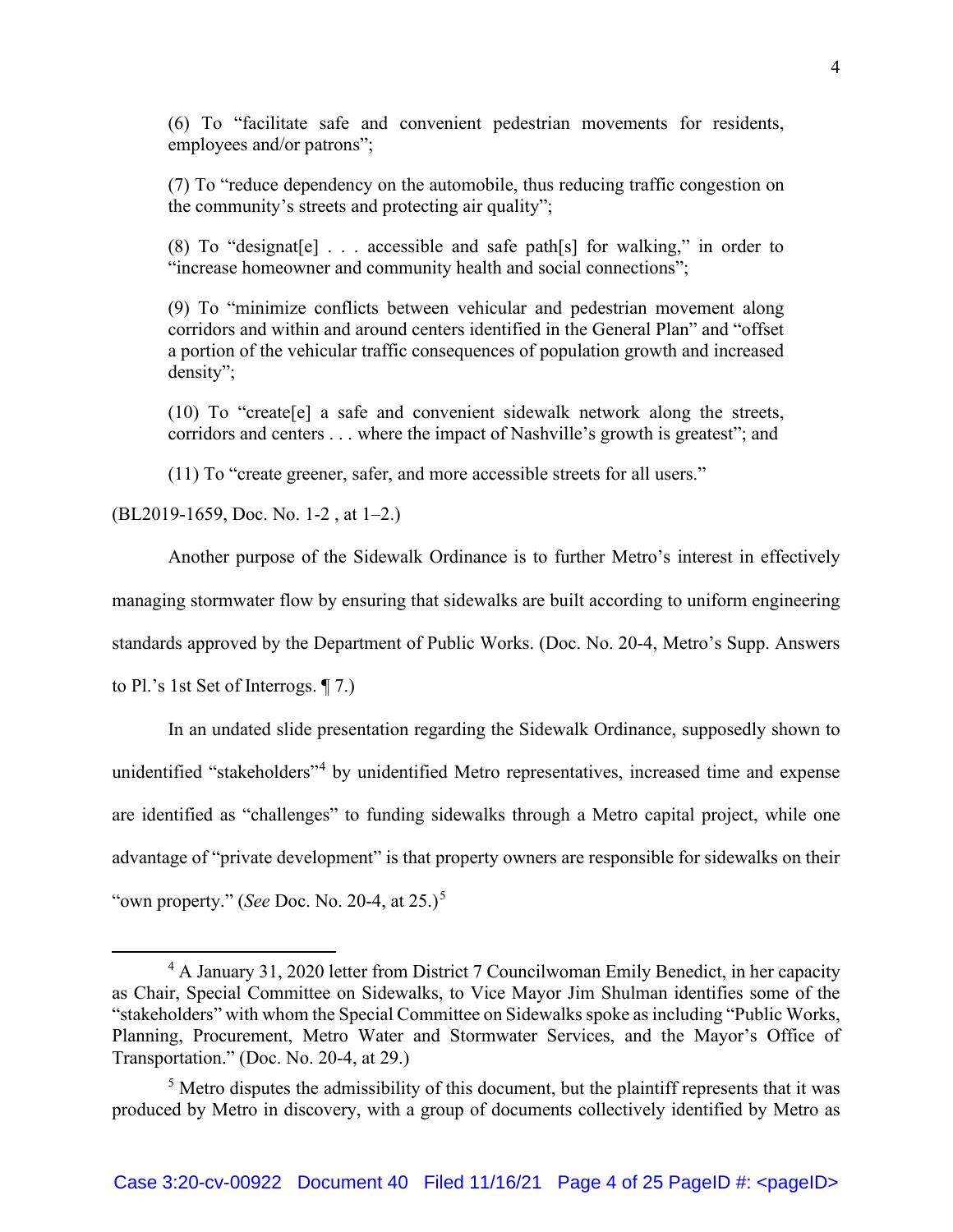(6) To "facilitate safe and convenient pedestrian movements for residents, employees and/or patrons";

(7) To "reduce dependency on the automobile, thus reducing traffic congestion on the community's streets and protecting air quality";

(8) To "designat[e] . . . accessible and safe path[s] for walking," in order to "increase homeowner and community health and social connections";

(9) To "minimize conflicts between vehicular and pedestrian movement along corridors and within and around centers identified in the General Plan" and "offset a portion of the vehicular traffic consequences of population growth and increased density";

(10) To "create[e] a safe and convenient sidewalk network along the streets, corridors and centers . . . where the impact of Nashville's growth is greatest"; and

(11) To "create greener, safer, and more accessible streets for all users."

(BL2019-1659, Doc. No. 1-2 , at 1–2.)

Another purpose of the Sidewalk Ordinance is to further Metro's interest in effectively managing stormwater flow by ensuring that sidewalks are built according to uniform engineering standards approved by the Department of Public Works. (Doc. No. 20-4, Metro's Supp. Answers to Pl.'s 1st Set of Interrogs. ¶ 7.)

In an undated slide presentation regarding the Sidewalk Ordinance, supposedly shown to unidentified "stakeholders"[4] by unidentified Metro representatives, increased time and expense are identified as "challenges" to funding sidewalks through a Metro capital project, while one advantage of "private development" is that property owners are responsible for sidewalks on their "own property." (*See* Doc. No. 20-4, at 25.)[5]

[4] A January 31, 2020 letter from District 7 Councilwoman Emily Benedict, in her capacity as Chair, Special Committee on Sidewalks, to Vice Mayor Jim Shulman identifies some of the "stakeholders" with whom the Special Committee on Sidewalks spoke as including "Public Works, Planning, Procurement, Metro Water and Stormwater Services, and the Mayor's Office of Transportation." (Doc. No. 20-4, at 29.)

[5] Metro disputes the admissibility of this document, but the plaintiff represents that it was produced by Metro in discovery, with a group of documents collectively identified by Metro as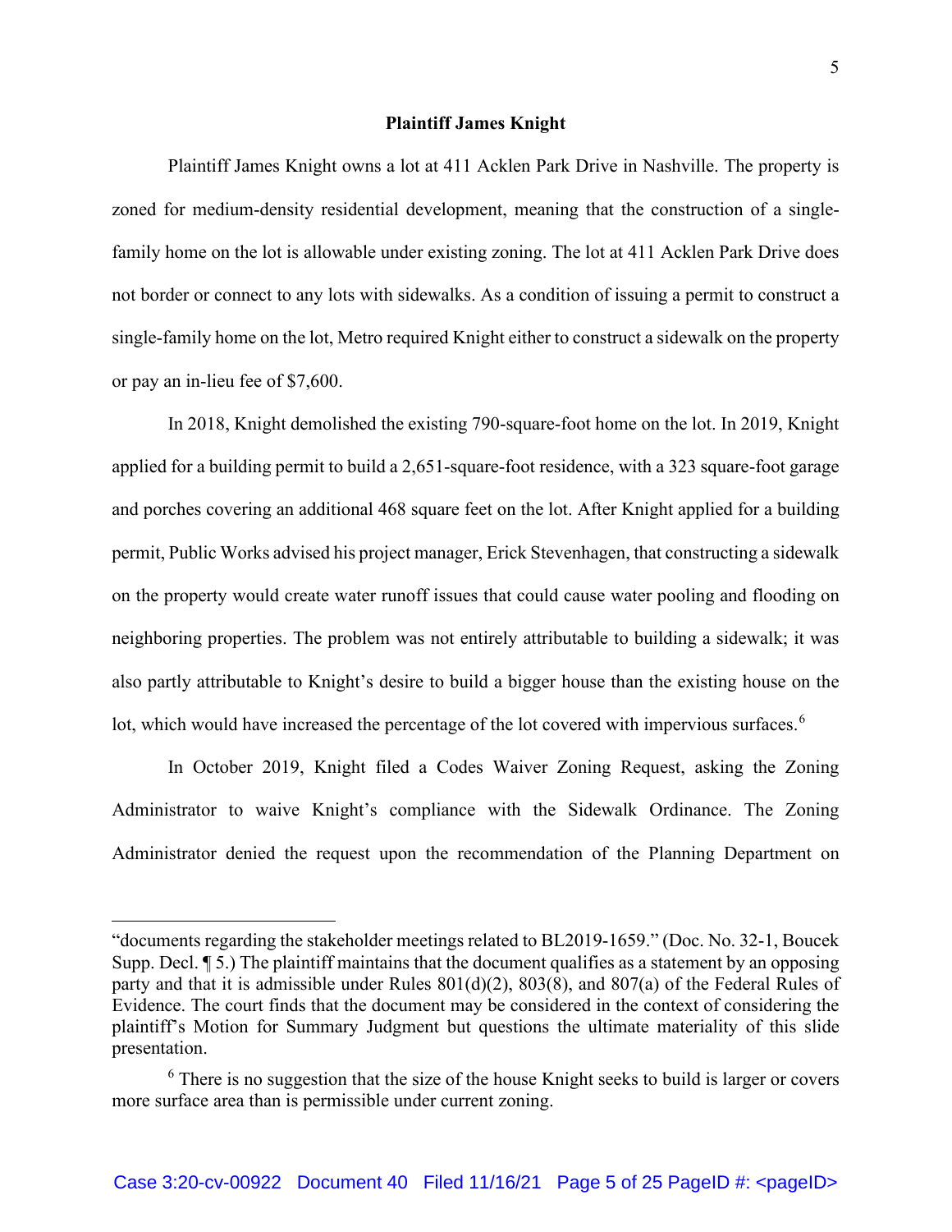**Plaintiff James Knight**

Plaintiff James Knight owns a lot at 411 Acklen Park Drive in Nashville. The property is zoned for medium-density residential development, meaning that the construction of a single-family home on the lot is allowable under existing zoning. The lot at 411 Acklen Park Drive does not border or connect to any lots with sidewalks. As a condition of issuing a permit to construct a single-family home on the lot, Metro required Knight either to construct a sidewalk on the property or pay an in-lieu fee of $7,600.

In 2018, Knight demolished the existing 790-square-foot home on the lot. In 2019, Knight applied for a building permit to build a 2,651-square-foot residence, with a 323 square-foot garage and porches covering an additional 468 square feet on the lot. After Knight applied for a building permit, Public Works advised his project manager, Erick Stevenhagen, that constructing a sidewalk on the property would create water runoff issues that could cause water pooling and flooding on neighboring properties. The problem was not entirely attributable to building a sidewalk; it was also partly attributable to Knight's desire to build a bigger house than the existing house on the lot, which would have increased the percentage of the lot covered with impervious surfaces.[6]

In October 2019, Knight filed a Codes Waiver Zoning Request, asking the Zoning Administrator to waive Knight's compliance with the Sidewalk Ordinance. The Zoning Administrator denied the request upon the recommendation of the Planning Department on

---

"documents regarding the stakeholder meetings related to BL2019-1659." (Doc. No. 32-1, Boucek Supp. Decl. ¶ 5.) The plaintiff maintains that the document qualifies as a statement by an opposing party and that it is admissible under Rules 801(d)(2), 803(8), and 807(a) of the Federal Rules of Evidence. The court finds that the document may be considered in the context of considering the plaintiff's Motion for Summary Judgment but questions the ultimate materiality of this slide presentation.

[6] There is no suggestion that the size of the house Knight seeks to build is larger or covers more surface area than is permissible under current zoning.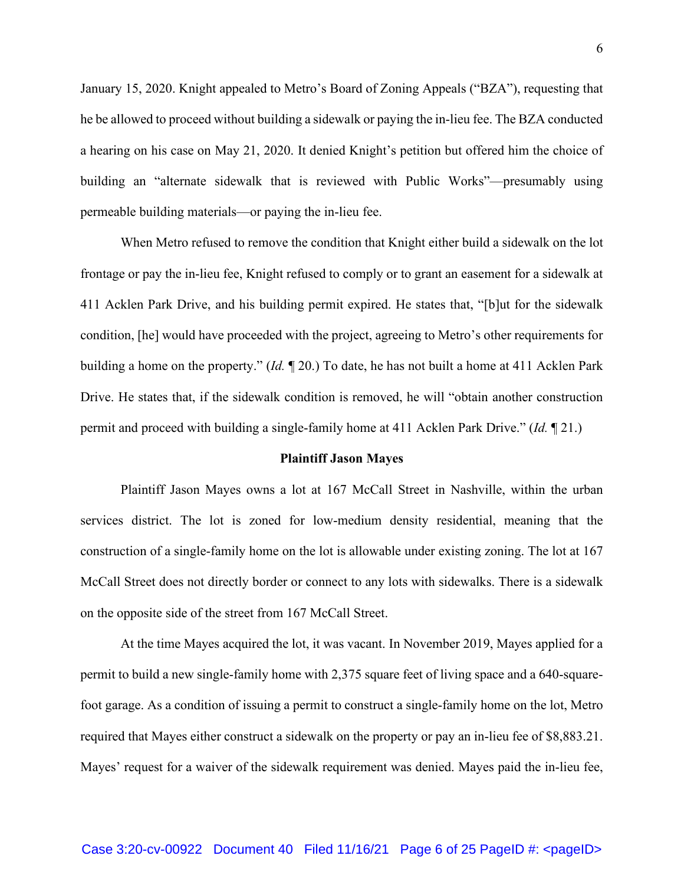January 15, 2020. Knight appealed to Metro's Board of Zoning Appeals ("BZA"), requesting that he be allowed to proceed without building a sidewalk or paying the in-lieu fee. The BZA conducted a hearing on his case on May 21, 2020. It denied Knight's petition but offered him the choice of building an "alternate sidewalk that is reviewed with Public Works"—presumably using permeable building materials—or paying the in-lieu fee.

When Metro refused to remove the condition that Knight either build a sidewalk on the lot frontage or pay the in-lieu fee, Knight refused to comply or to grant an easement for a sidewalk at 411 Acklen Park Drive, and his building permit expired. He states that, "[b]ut for the sidewalk condition, [he] would have proceeded with the project, agreeing to Metro's other requirements for building a home on the property." (*Id.* ¶ 20.) To date, he has not built a home at 411 Acklen Park Drive. He states that, if the sidewalk condition is removed, he will "obtain another construction permit and proceed with building a single-family home at 411 Acklen Park Drive." (*Id.* ¶ 21.)

**Plaintiff Jason Mayes**

Plaintiff Jason Mayes owns a lot at 167 McCall Street in Nashville, within the urban services district. The lot is zoned for low-medium density residential, meaning that the construction of a single-family home on the lot is allowable under existing zoning. The lot at 167 McCall Street does not directly border or connect to any lots with sidewalks. There is a sidewalk on the opposite side of the street from 167 McCall Street.

At the time Mayes acquired the lot, it was vacant. In November 2019, Mayes applied for a permit to build a new single-family home with 2,375 square feet of living space and a 640-square-foot garage. As a condition of issuing a permit to construct a single-family home on the lot, Metro required that Mayes either construct a sidewalk on the property or pay an in-lieu fee of $8,883.21. Mayes' request for a waiver of the sidewalk requirement was denied. Mayes paid the in-lieu fee,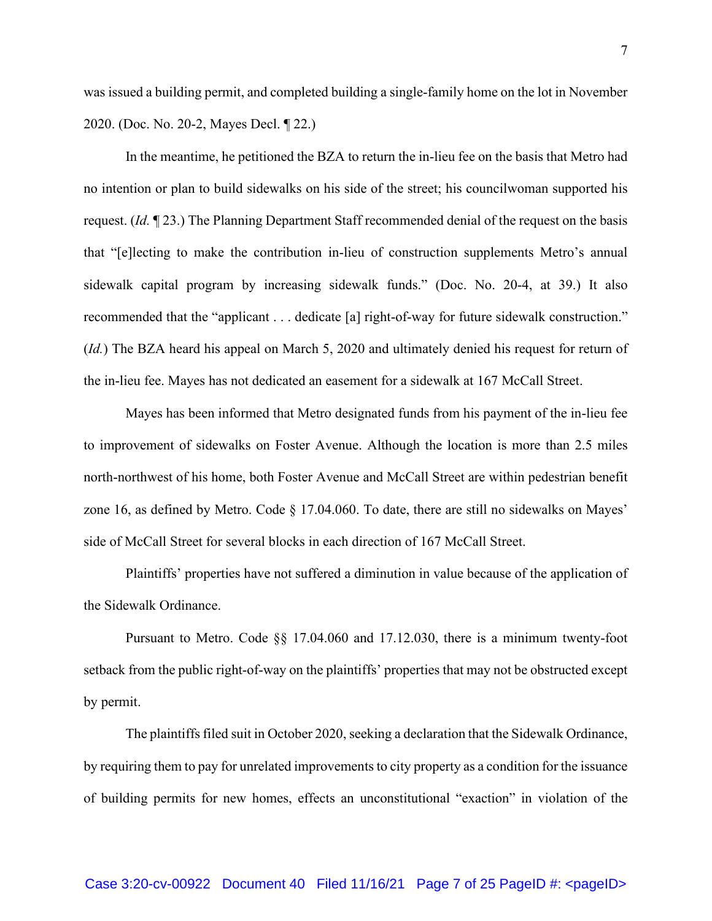was issued a building permit, and completed building a single-family home on the lot in November 2020. (Doc. No. 20-2, Mayes Decl. ¶ 22.)

In the meantime, he petitioned the BZA to return the in-lieu fee on the basis that Metro had no intention or plan to build sidewalks on his side of the street; his councilwoman supported his request. (*Id.* ¶ 23.) The Planning Department Staff recommended denial of the request on the basis that "[e]lecting to make the contribution in-lieu of construction supplements Metro's annual sidewalk capital program by increasing sidewalk funds." (Doc. No. 20-4, at 39.) It also recommended that the "applicant . . . dedicate [a] right-of-way for future sidewalk construction." (*Id.*) The BZA heard his appeal on March 5, 2020 and ultimately denied his request for return of the in-lieu fee. Mayes has not dedicated an easement for a sidewalk at 167 McCall Street.

Mayes has been informed that Metro designated funds from his payment of the in-lieu fee to improvement of sidewalks on Foster Avenue. Although the location is more than 2.5 miles north-northwest of his home, both Foster Avenue and McCall Street are within pedestrian benefit zone 16, as defined by Metro. Code § 17.04.060. To date, there are still no sidewalks on Mayes' side of McCall Street for several blocks in each direction of 167 McCall Street.

Plaintiffs' properties have not suffered a diminution in value because of the application of the Sidewalk Ordinance.

Pursuant to Metro. Code §§ 17.04.060 and 17.12.030, there is a minimum twenty-foot setback from the public right-of-way on the plaintiffs' properties that may not be obstructed except by permit.

The plaintiffs filed suit in October 2020, seeking a declaration that the Sidewalk Ordinance, by requiring them to pay for unrelated improvements to city property as a condition for the issuance of building permits for new homes, effects an unconstitutional "exaction" in violation of the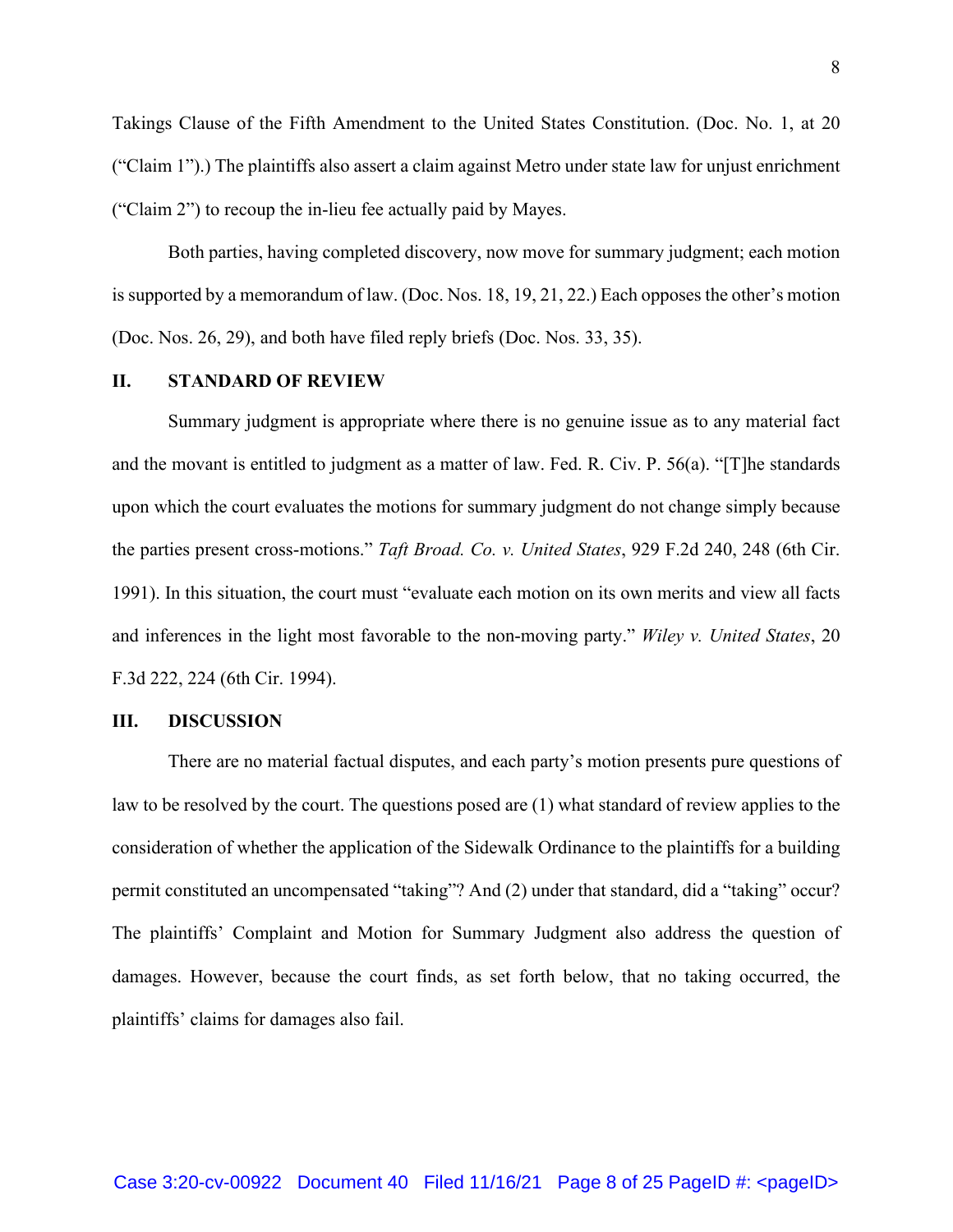Takings Clause of the Fifth Amendment to the United States Constitution. (Doc. No. 1, at 20 ("Claim 1").) The plaintiffs also assert a claim against Metro under state law for unjust enrichment ("Claim 2") to recoup the in-lieu fee actually paid by Mayes.

Both parties, having completed discovery, now move for summary judgment; each motion is supported by a memorandum of law. (Doc. Nos. 18, 19, 21, 22.) Each opposes the other's motion (Doc. Nos. 26, 29), and both have filed reply briefs (Doc. Nos. 33, 35).

## II. STANDARD OF REVIEW

Summary judgment is appropriate where there is no genuine issue as to any material fact and the movant is entitled to judgment as a matter of law. Fed. R. Civ. P. 56(a). "[T]he standards upon which the court evaluates the motions for summary judgment do not change simply because the parties present cross-motions." *Taft Broad. Co. v. United States*, 929 F.2d 240, 248 (6th Cir. 1991). In this situation, the court must "evaluate each motion on its own merits and view all facts and inferences in the light most favorable to the non-moving party." *Wiley v. United States*, 20 F.3d 222, 224 (6th Cir. 1994).

## III. DISCUSSION

There are no material factual disputes, and each party's motion presents pure questions of law to be resolved by the court. The questions posed are (1) what standard of review applies to the consideration of whether the application of the Sidewalk Ordinance to the plaintiffs for a building permit constituted an uncompensated "taking"? And (2) under that standard, did a "taking" occur? The plaintiffs' Complaint and Motion for Summary Judgment also address the question of damages. However, because the court finds, as set forth below, that no taking occurred, the plaintiffs' claims for damages also fail.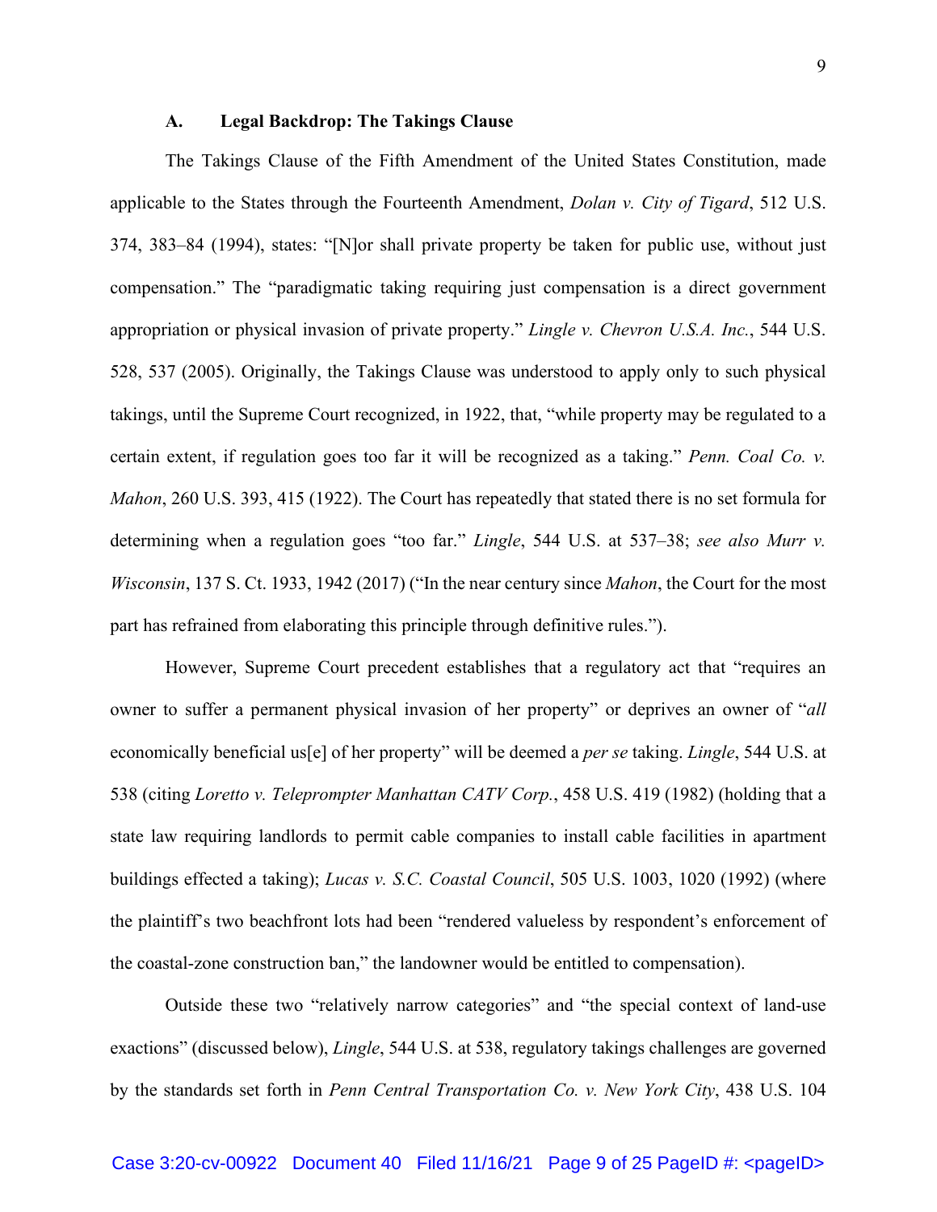### A. Legal Backdrop: The Takings Clause

The Takings Clause of the Fifth Amendment of the United States Constitution, made applicable to the States through the Fourteenth Amendment, *Dolan v. City of Tigard*, 512 U.S. 374, 383–84 (1994), states: "[N]or shall private property be taken for public use, without just compensation." The "paradigmatic taking requiring just compensation is a direct government appropriation or physical invasion of private property." *Lingle v. Chevron U.S.A. Inc.*, 544 U.S. 528, 537 (2005). Originally, the Takings Clause was understood to apply only to such physical takings, until the Supreme Court recognized, in 1922, that, "while property may be regulated to a certain extent, if regulation goes too far it will be recognized as a taking." *Penn. Coal Co. v. Mahon*, 260 U.S. 393, 415 (1922). The Court has repeatedly that stated there is no set formula for determining when a regulation goes "too far." *Lingle*, 544 U.S. at 537–38; *see also Murr v. Wisconsin*, 137 S. Ct. 1933, 1942 (2017) ("In the near century since *Mahon*, the Court for the most part has refrained from elaborating this principle through definitive rules.").

However, Supreme Court precedent establishes that a regulatory act that "requires an owner to suffer a permanent physical invasion of her property" or deprives an owner of "*all* economically beneficial us[e] of her property" will be deemed a *per se* taking. *Lingle*, 544 U.S. at 538 (citing *Loretto v. Teleprompter Manhattan CATV Corp.*, 458 U.S. 419 (1982) (holding that a state law requiring landlords to permit cable companies to install cable facilities in apartment buildings effected a taking); *Lucas v. S.C. Coastal Council*, 505 U.S. 1003, 1020 (1992) (where the plaintiff's two beachfront lots had been "rendered valueless by respondent's enforcement of the coastal-zone construction ban," the landowner would be entitled to compensation).

Outside these two "relatively narrow categories" and "the special context of land-use exactions" (discussed below), *Lingle*, 544 U.S. at 538, regulatory takings challenges are governed by the standards set forth in *Penn Central Transportation Co. v. New York City*, 438 U.S. 104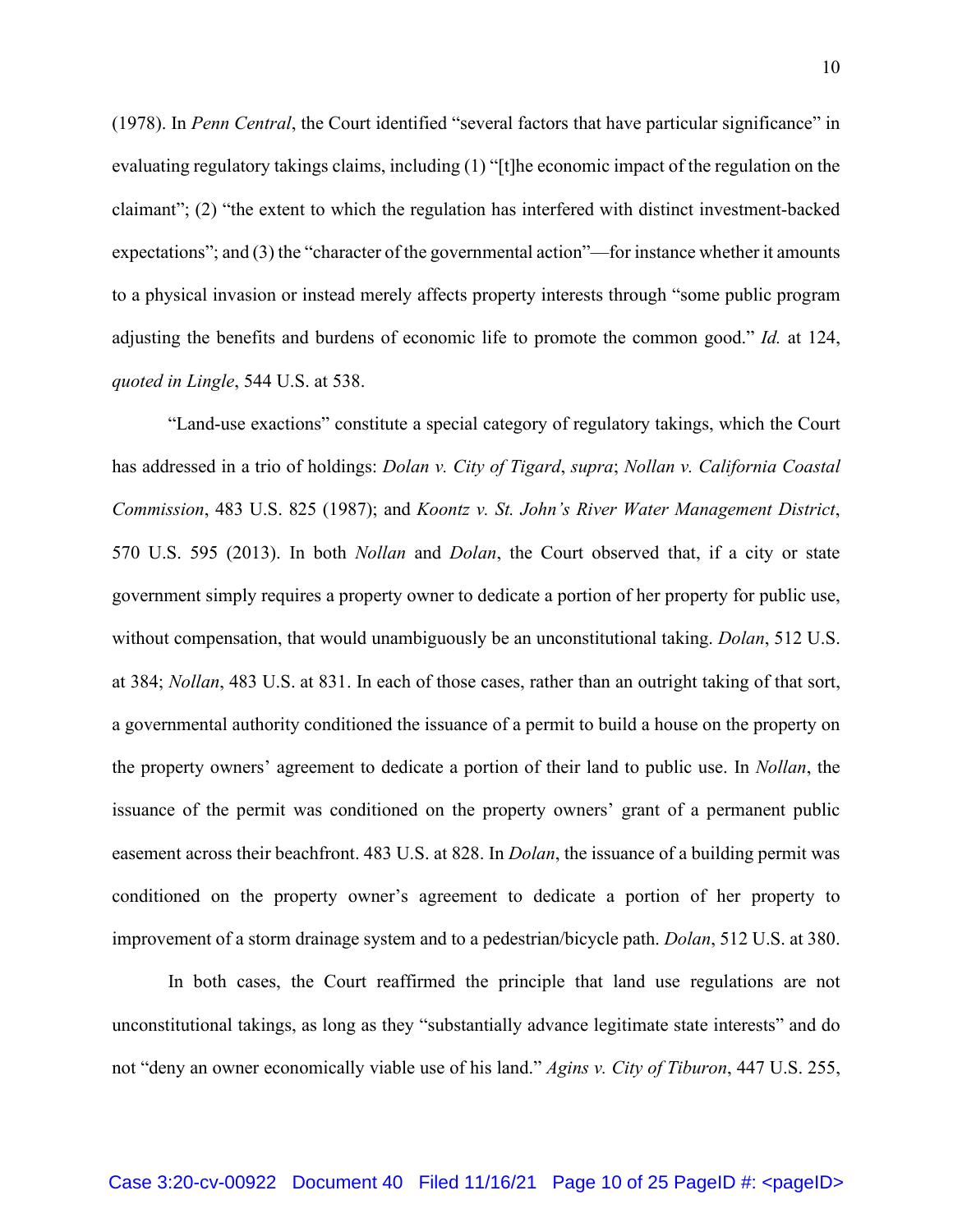(1978). In *Penn Central*, the Court identified "several factors that have particular significance" in evaluating regulatory takings claims, including (1) "[t]he economic impact of the regulation on the claimant"; (2) "the extent to which the regulation has interfered with distinct investment-backed expectations"; and (3) the "character of the governmental action"—for instance whether it amounts to a physical invasion or instead merely affects property interests through "some public program adjusting the benefits and burdens of economic life to promote the common good." *Id.* at 124, *quoted in Lingle*, 544 U.S. at 538.

"Land-use exactions" constitute a special category of regulatory takings, which the Court has addressed in a trio of holdings: *Dolan v. City of Tigard*, *supra*; *Nollan v. California Coastal Commission*, 483 U.S. 825 (1987); and *Koontz v. St. John's River Water Management District*, 570 U.S. 595 (2013). In both *Nollan* and *Dolan*, the Court observed that, if a city or state government simply requires a property owner to dedicate a portion of her property for public use, without compensation, that would unambiguously be an unconstitutional taking. *Dolan*, 512 U.S. at 384; *Nollan*, 483 U.S. at 831. In each of those cases, rather than an outright taking of that sort, a governmental authority conditioned the issuance of a permit to build a house on the property on the property owners' agreement to dedicate a portion of their land to public use. In *Nollan*, the issuance of the permit was conditioned on the property owners' grant of a permanent public easement across their beachfront. 483 U.S. at 828. In *Dolan*, the issuance of a building permit was conditioned on the property owner's agreement to dedicate a portion of her property to improvement of a storm drainage system and to a pedestrian/bicycle path. *Dolan*, 512 U.S. at 380.

In both cases, the Court reaffirmed the principle that land use regulations are not unconstitutional takings, as long as they "substantially advance legitimate state interests" and do not "deny an owner economically viable use of his land." *Agins v. City of Tiburon*, 447 U.S. 255,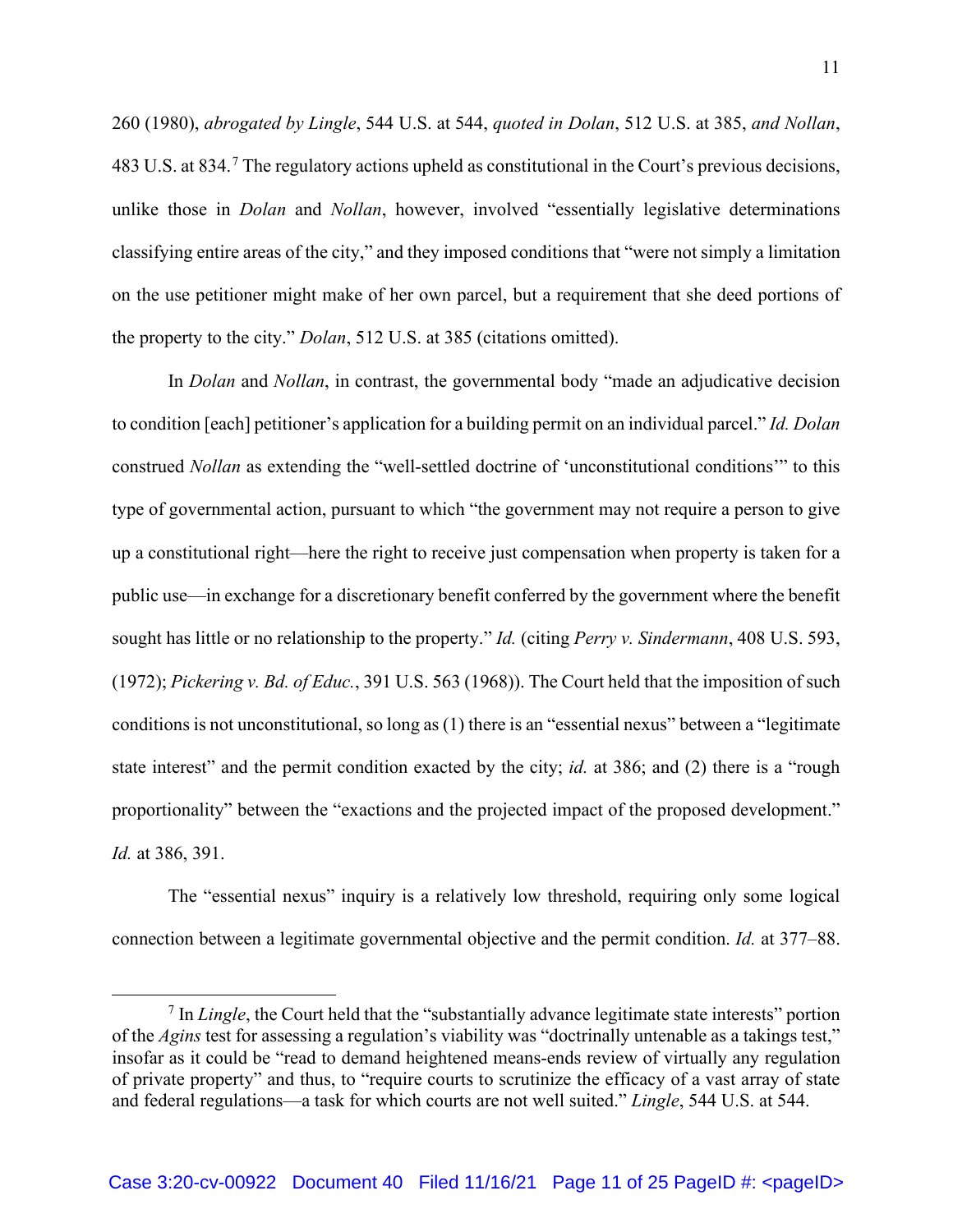260 (1980), *abrogated by Lingle*, 544 U.S. at 544, *quoted in Dolan*, 512 U.S. at 385, *and Nollan*, 483 U.S. at 834.[7] The regulatory actions upheld as constitutional in the Court's previous decisions, unlike those in *Dolan* and *Nollan*, however, involved "essentially legislative determinations classifying entire areas of the city," and they imposed conditions that "were not simply a limitation on the use petitioner might make of her own parcel, but a requirement that she deed portions of the property to the city." *Dolan*, 512 U.S. at 385 (citations omitted).

In *Dolan* and *Nollan*, in contrast, the governmental body "made an adjudicative decision to condition [each] petitioner's application for a building permit on an individual parcel." *Id. Dolan* construed *Nollan* as extending the "well-settled doctrine of 'unconstitutional conditions'" to this type of governmental action, pursuant to which "the government may not require a person to give up a constitutional right—here the right to receive just compensation when property is taken for a public use—in exchange for a discretionary benefit conferred by the government where the benefit sought has little or no relationship to the property." *Id.* (citing *Perry v. Sindermann*, 408 U.S. 593, (1972); *Pickering v. Bd. of Educ.*, 391 U.S. 563 (1968)). The Court held that the imposition of such conditions is not unconstitutional, so long as (1) there is an "essential nexus" between a "legitimate state interest" and the permit condition exacted by the city; *id.* at 386; and (2) there is a "rough proportionality" between the "exactions and the projected impact of the proposed development." *Id.* at 386, 391.

The "essential nexus" inquiry is a relatively low threshold, requiring only some logical connection between a legitimate governmental objective and the permit condition. *Id.* at 377–88.

[7] In *Lingle*, the Court held that the "substantially advance legitimate state interests" portion of the *Agins* test for assessing a regulation's viability was "doctrinally untenable as a takings test," insofar as it could be "read to demand heightened means-ends review of virtually any regulation of private property" and thus, to "require courts to scrutinize the efficacy of a vast array of state and federal regulations—a task for which courts are not well suited." *Lingle*, 544 U.S. at 544.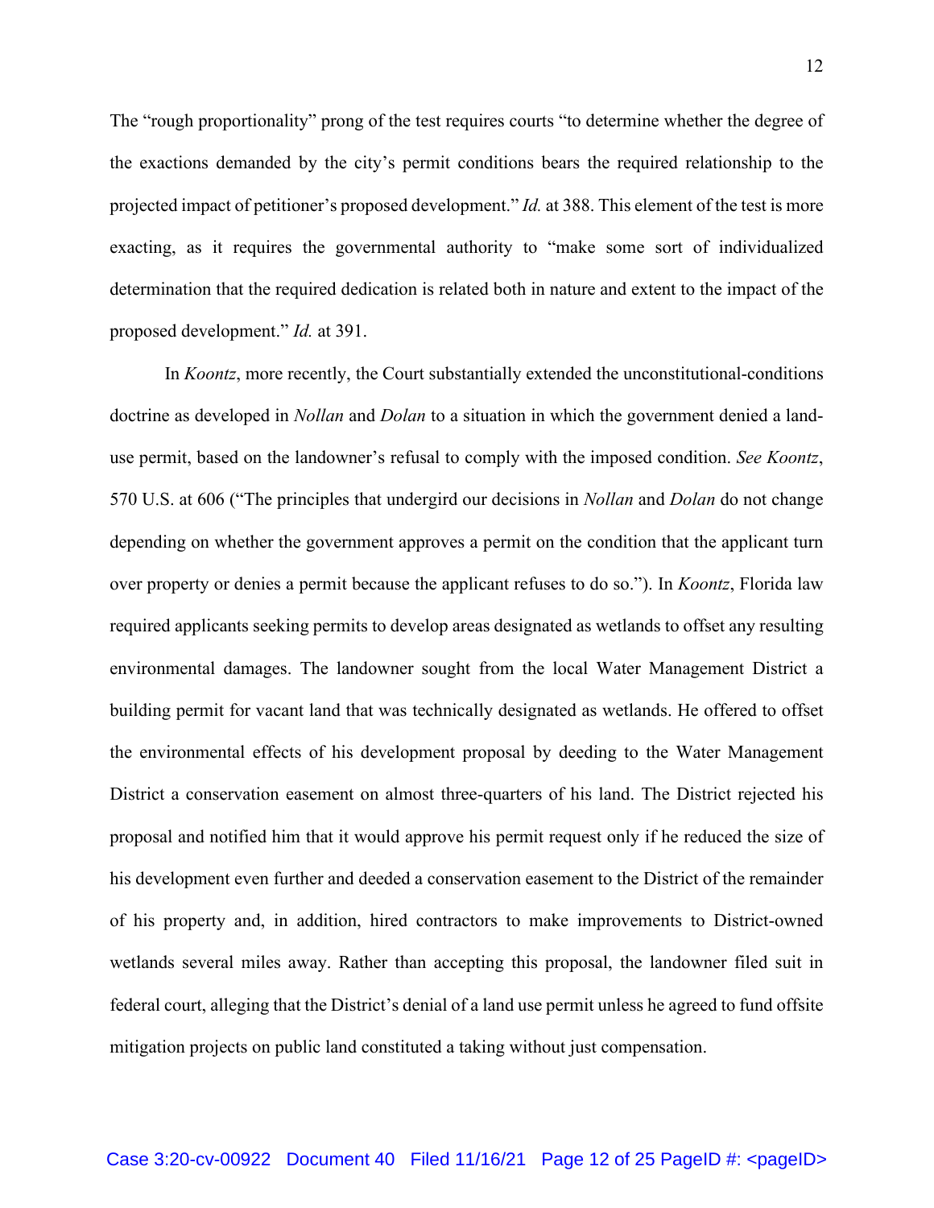The "rough proportionality" prong of the test requires courts "to determine whether the degree of the exactions demanded by the city's permit conditions bears the required relationship to the projected impact of petitioner's proposed development." *Id.* at 388. This element of the test is more exacting, as it requires the governmental authority to "make some sort of individualized determination that the required dedication is related both in nature and extent to the impact of the proposed development." *Id.* at 391.

In *Koontz*, more recently, the Court substantially extended the unconstitutional-conditions doctrine as developed in *Nollan* and *Dolan* to a situation in which the government denied a land-use permit, based on the landowner's refusal to comply with the imposed condition. *See Koontz*, 570 U.S. at 606 ("The principles that undergird our decisions in *Nollan* and *Dolan* do not change depending on whether the government approves a permit on the condition that the applicant turn over property or denies a permit because the applicant refuses to do so."). In *Koontz*, Florida law required applicants seeking permits to develop areas designated as wetlands to offset any resulting environmental damages. The landowner sought from the local Water Management District a building permit for vacant land that was technically designated as wetlands. He offered to offset the environmental effects of his development proposal by deeding to the Water Management District a conservation easement on almost three-quarters of his land. The District rejected his proposal and notified him that it would approve his permit request only if he reduced the size of his development even further and deeded a conservation easement to the District of the remainder of his property and, in addition, hired contractors to make improvements to District-owned wetlands several miles away. Rather than accepting this proposal, the landowner filed suit in federal court, alleging that the District's denial of a land use permit unless he agreed to fund offsite mitigation projects on public land constituted a taking without just compensation.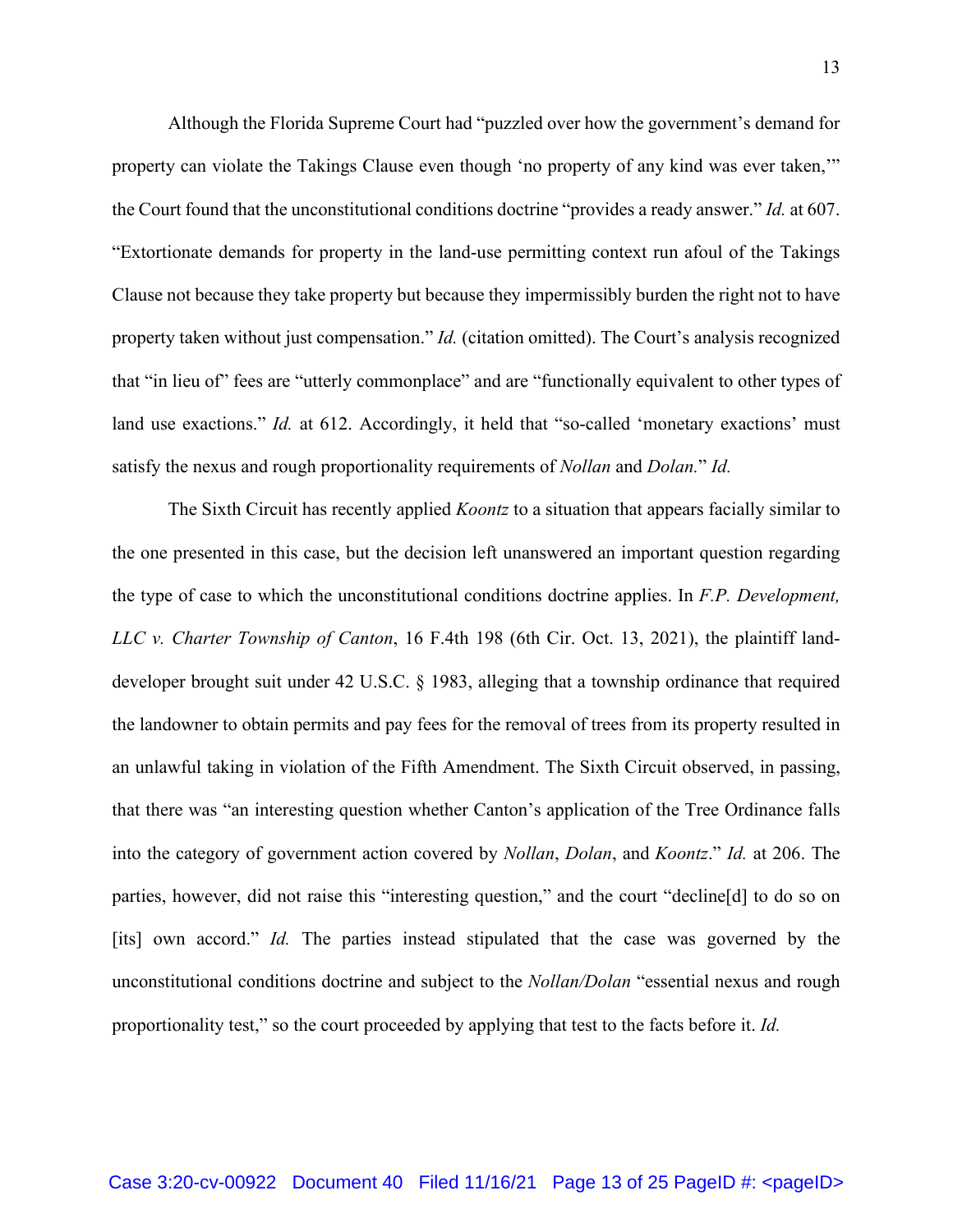Although the Florida Supreme Court had "puzzled over how the government's demand for property can violate the Takings Clause even though 'no property of any kind was ever taken,'" the Court found that the unconstitutional conditions doctrine "provides a ready answer." *Id.* at 607. "Extortionate demands for property in the land-use permitting context run afoul of the Takings Clause not because they take property but because they impermissibly burden the right not to have property taken without just compensation." *Id.* (citation omitted). The Court's analysis recognized that "in lieu of" fees are "utterly commonplace" and are "functionally equivalent to other types of land use exactions." *Id.* at 612. Accordingly, it held that "so-called 'monetary exactions' must satisfy the nexus and rough proportionality requirements of *Nollan* and *Dolan.*" *Id.*

The Sixth Circuit has recently applied *Koontz* to a situation that appears facially similar to the one presented in this case, but the decision left unanswered an important question regarding the type of case to which the unconstitutional conditions doctrine applies. In *F.P. Development, LLC v. Charter Township of Canton*, 16 F.4th 198 (6th Cir. Oct. 13, 2021), the plaintiff land-developer brought suit under 42 U.S.C. § 1983, alleging that a township ordinance that required the landowner to obtain permits and pay fees for the removal of trees from its property resulted in an unlawful taking in violation of the Fifth Amendment. The Sixth Circuit observed, in passing, that there was "an interesting question whether Canton's application of the Tree Ordinance falls into the category of government action covered by *Nollan*, *Dolan*, and *Koontz*." *Id.* at 206. The parties, however, did not raise this "interesting question," and the court "decline[d] to do so on [its] own accord." *Id.* The parties instead stipulated that the case was governed by the unconstitutional conditions doctrine and subject to the *Nollan/Dolan* "essential nexus and rough proportionality test," so the court proceeded by applying that test to the facts before it. *Id.*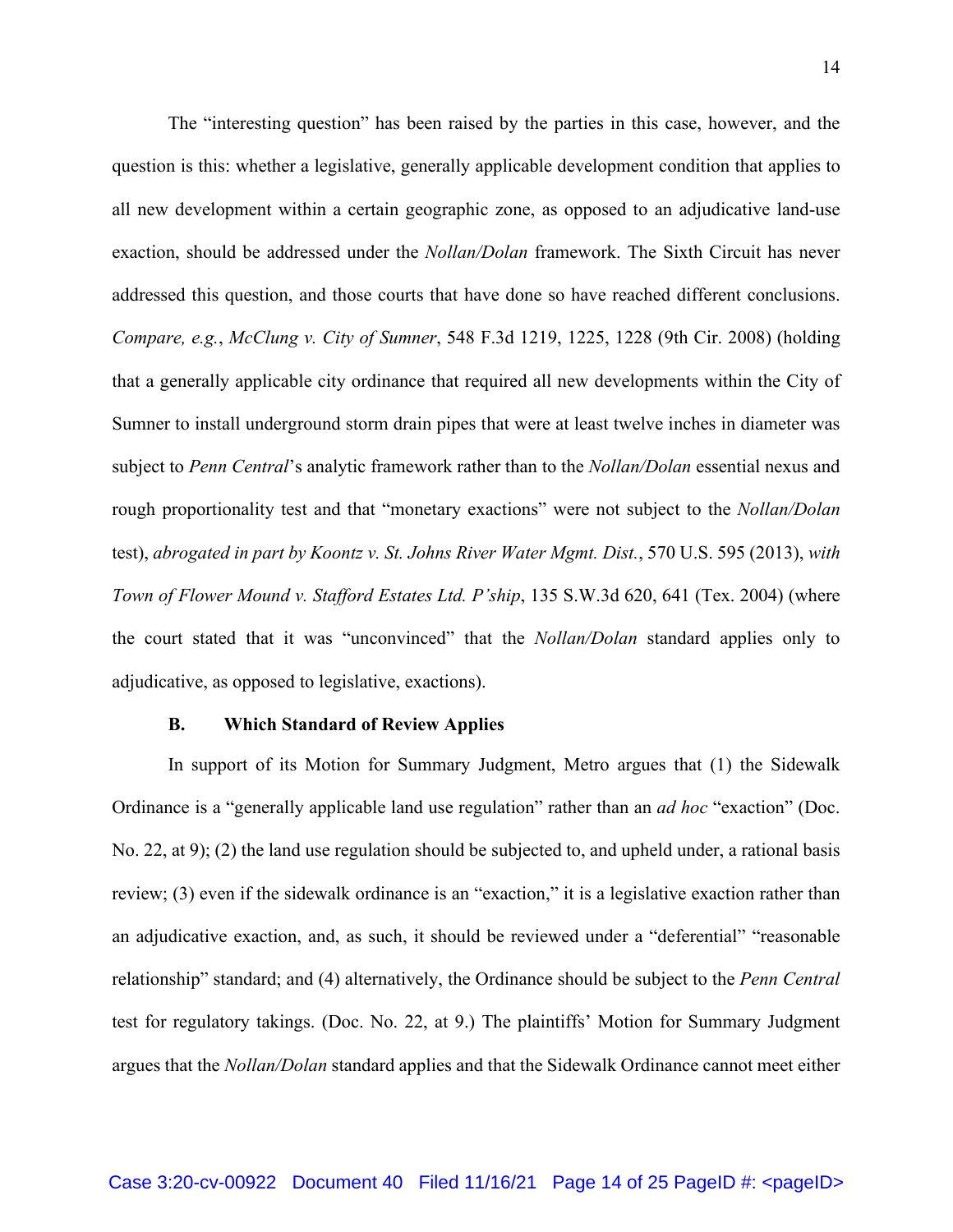The "interesting question" has been raised by the parties in this case, however, and the question is this: whether a legislative, generally applicable development condition that applies to all new development within a certain geographic zone, as opposed to an adjudicative land-use exaction, should be addressed under the *Nollan/Dolan* framework. The Sixth Circuit has never addressed this question, and those courts that have done so have reached different conclusions. *Compare, e.g.*, *McClung v. City of Sumner*, 548 F.3d 1219, 1225, 1228 (9th Cir. 2008) (holding that a generally applicable city ordinance that required all new developments within the City of Sumner to install underground storm drain pipes that were at least twelve inches in diameter was subject to *Penn Central*'s analytic framework rather than to the *Nollan/Dolan* essential nexus and rough proportionality test and that "monetary exactions" were not subject to the *Nollan/Dolan* test), *abrogated in part by Koontz v. St. Johns River Water Mgmt. Dist.*, 570 U.S. 595 (2013), *with Town of Flower Mound v. Stafford Estates Ltd. P'ship*, 135 S.W.3d 620, 641 (Tex. 2004) (where the court stated that it was "unconvinced" that the *Nollan/Dolan* standard applies only to adjudicative, as opposed to legislative, exactions).

### B. Which Standard of Review Applies

In support of its Motion for Summary Judgment, Metro argues that (1) the Sidewalk Ordinance is a "generally applicable land use regulation" rather than an *ad hoc* "exaction" (Doc. No. 22, at 9); (2) the land use regulation should be subjected to, and upheld under, a rational basis review; (3) even if the sidewalk ordinance is an "exaction," it is a legislative exaction rather than an adjudicative exaction, and, as such, it should be reviewed under a "deferential" "reasonable relationship" standard; and (4) alternatively, the Ordinance should be subject to the *Penn Central* test for regulatory takings. (Doc. No. 22, at 9.) The plaintiffs' Motion for Summary Judgment argues that the *Nollan/Dolan* standard applies and that the Sidewalk Ordinance cannot meet either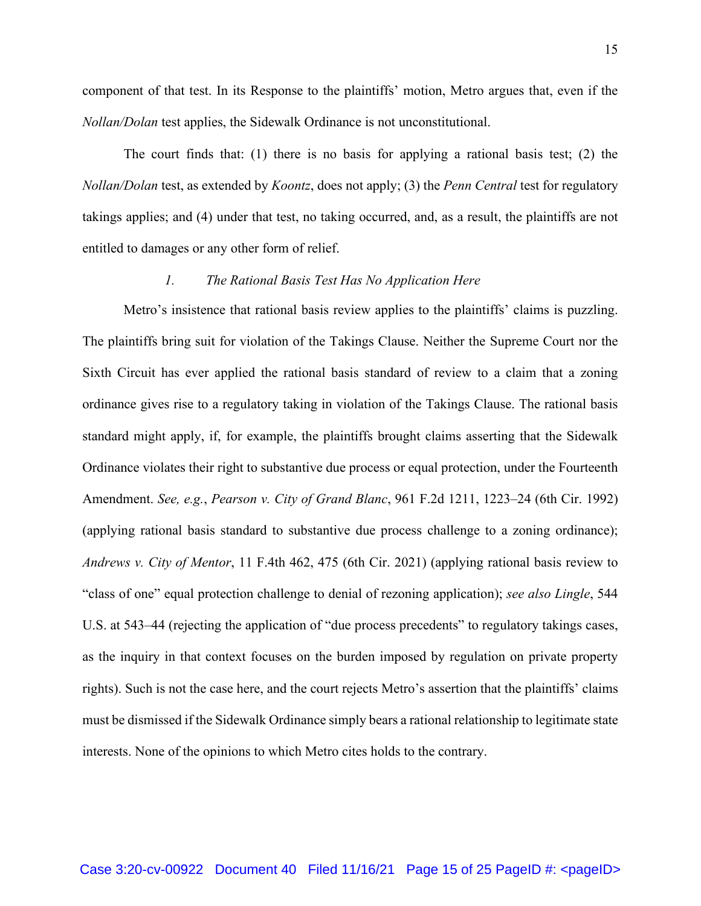component of that test. In its Response to the plaintiffs' motion, Metro argues that, even if the *Nollan/Dolan* test applies, the Sidewalk Ordinance is not unconstitutional.

The court finds that: (1) there is no basis for applying a rational basis test; (2) the *Nollan/Dolan* test, as extended by *Koontz*, does not apply; (3) the *Penn Central* test for regulatory takings applies; and (4) under that test, no taking occurred, and, as a result, the plaintiffs are not entitled to damages or any other form of relief.

### *1. The Rational Basis Test Has No Application Here*

Metro's insistence that rational basis review applies to the plaintiffs' claims is puzzling. The plaintiffs bring suit for violation of the Takings Clause. Neither the Supreme Court nor the Sixth Circuit has ever applied the rational basis standard of review to a claim that a zoning ordinance gives rise to a regulatory taking in violation of the Takings Clause. The rational basis standard might apply, if, for example, the plaintiffs brought claims asserting that the Sidewalk Ordinance violates their right to substantive due process or equal protection, under the Fourteenth Amendment. *See, e.g.*, *Pearson v. City of Grand Blanc*, 961 F.2d 1211, 1223–24 (6th Cir. 1992) (applying rational basis standard to substantive due process challenge to a zoning ordinance); *Andrews v. City of Mentor*, 11 F.4th 462, 475 (6th Cir. 2021) (applying rational basis review to "class of one" equal protection challenge to denial of rezoning application); *see also Lingle*, 544 U.S. at 543–44 (rejecting the application of "due process precedents" to regulatory takings cases, as the inquiry in that context focuses on the burden imposed by regulation on private property rights). Such is not the case here, and the court rejects Metro's assertion that the plaintiffs' claims must be dismissed if the Sidewalk Ordinance simply bears a rational relationship to legitimate state interests. None of the opinions to which Metro cites holds to the contrary.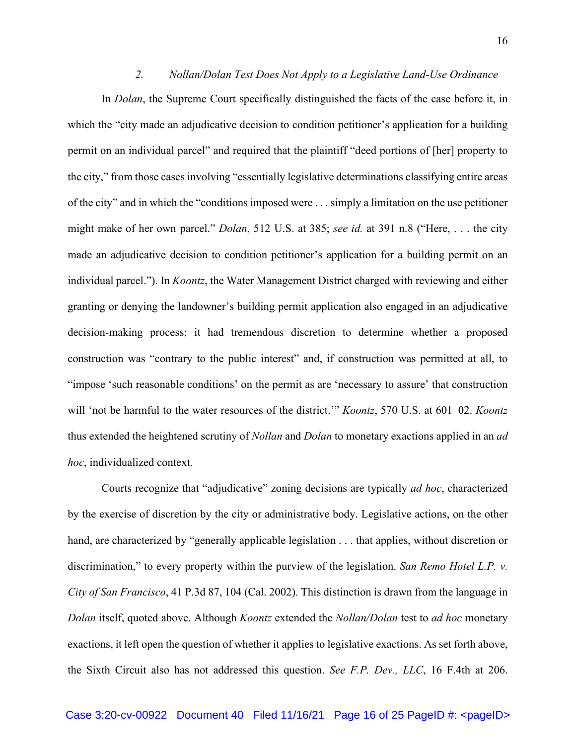### 2. *Nollan/Dolan Test Does Not Apply to a Legislative Land-Use Ordinance*

In *Dolan*, the Supreme Court specifically distinguished the facts of the case before it, in which the "city made an adjudicative decision to condition petitioner's application for a building permit on an individual parcel" and required that the plaintiff "deed portions of [her] property to the city," from those cases involving "essentially legislative determinations classifying entire areas of the city" and in which the "conditions imposed were . . . simply a limitation on the use petitioner might make of her own parcel." *Dolan*, 512 U.S. at 385; *see id.* at 391 n.8 ("Here, . . . the city made an adjudicative decision to condition petitioner's application for a building permit on an individual parcel."). In *Koontz*, the Water Management District charged with reviewing and either granting or denying the landowner's building permit application also engaged in an adjudicative decision-making process; it had tremendous discretion to determine whether a proposed construction was "contrary to the public interest" and, if construction was permitted at all, to "impose 'such reasonable conditions' on the permit as are 'necessary to assure' that construction will 'not be harmful to the water resources of the district.'" *Koontz*, 570 U.S. at 601–02. *Koontz* thus extended the heightened scrutiny of *Nollan* and *Dolan* to monetary exactions applied in an *ad hoc*, individualized context.

Courts recognize that "adjudicative" zoning decisions are typically *ad hoc*, characterized by the exercise of discretion by the city or administrative body. Legislative actions, on the other hand, are characterized by "generally applicable legislation . . . that applies, without discretion or discrimination," to every property within the purview of the legislation. *San Remo Hotel L.P. v. City of San Francisco*, 41 P.3d 87, 104 (Cal. 2002). This distinction is drawn from the language in *Dolan* itself, quoted above. Although *Koontz* extended the *Nollan/Dolan* test to *ad hoc* monetary exactions, it left open the question of whether it applies to legislative exactions. As set forth above, the Sixth Circuit also has not addressed this question. *See F.P. Dev., LLC*, 16 F.4th at 206.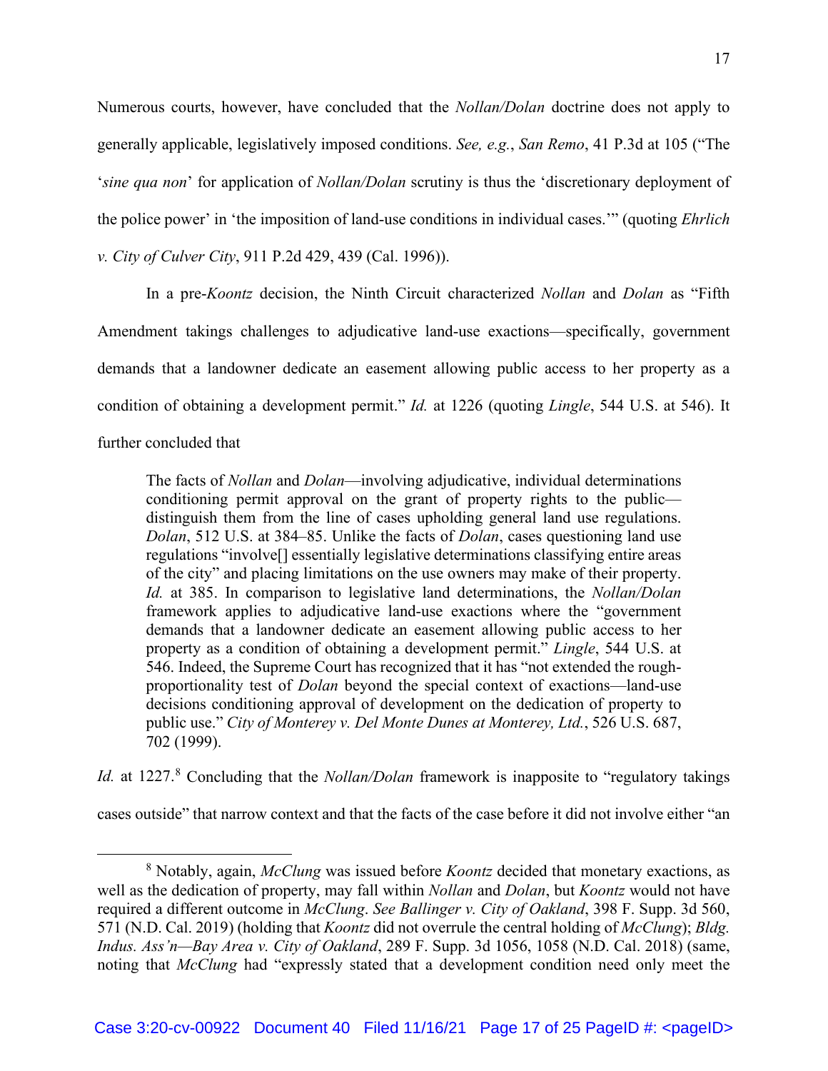Numerous courts, however, have concluded that the *Nollan/Dolan* doctrine does not apply to generally applicable, legislatively imposed conditions. *See, e.g.*, *San Remo*, 41 P.3d at 105 ("The '*sine qua non*' for application of *Nollan/Dolan* scrutiny is thus the 'discretionary deployment of the police power' in 'the imposition of land-use conditions in individual cases.'" (quoting *Ehrlich v. City of Culver City*, 911 P.2d 429, 439 (Cal. 1996)).

In a pre-*Koontz* decision, the Ninth Circuit characterized *Nollan* and *Dolan* as "Fifth Amendment takings challenges to adjudicative land-use exactions—specifically, government demands that a landowner dedicate an easement allowing public access to her property as a condition of obtaining a development permit." *Id.* at 1226 (quoting *Lingle*, 544 U.S. at 546). It further concluded that

> The facts of *Nollan* and *Dolan*—involving adjudicative, individual determinations conditioning permit approval on the grant of property rights to the public—distinguish them from the line of cases upholding general land use regulations. *Dolan*, 512 U.S. at 384–85. Unlike the facts of *Dolan*, cases questioning land use regulations "involve[] essentially legislative determinations classifying entire areas of the city" and placing limitations on the use owners may make of their property. *Id.* at 385. In comparison to legislative land determinations, the *Nollan/Dolan* framework applies to adjudicative land-use exactions where the "government demands that a landowner dedicate an easement allowing public access to her property as a condition of obtaining a development permit." *Lingle*, 544 U.S. at 546. Indeed, the Supreme Court has recognized that it has "not extended the rough-proportionality test of *Dolan* beyond the special context of exactions—land-use decisions conditioning approval of development on the dedication of property to public use." *City of Monterey v. Del Monte Dunes at Monterey, Ltd.*, 526 U.S. 687, 702 (1999).

*Id.* at 1227.[8] Concluding that the *Nollan/Dolan* framework is inapposite to "regulatory takings cases outside" that narrow context and that the facts of the case before it did not involve either "an

[8] Notably, again, *McClung* was issued before *Koontz* decided that monetary exactions, as well as the dedication of property, may fall within *Nollan* and *Dolan*, but *Koontz* would not have required a different outcome in *McClung*. *See Ballinger v. City of Oakland*, 398 F. Supp. 3d 560, 571 (N.D. Cal. 2019) (holding that *Koontz* did not overrule the central holding of *McClung*); *Bldg. Indus. Ass'n—Bay Area v. City of Oakland*, 289 F. Supp. 3d 1056, 1058 (N.D. Cal. 2018) (same, noting that *McClung* had "expressly stated that a development condition need only meet the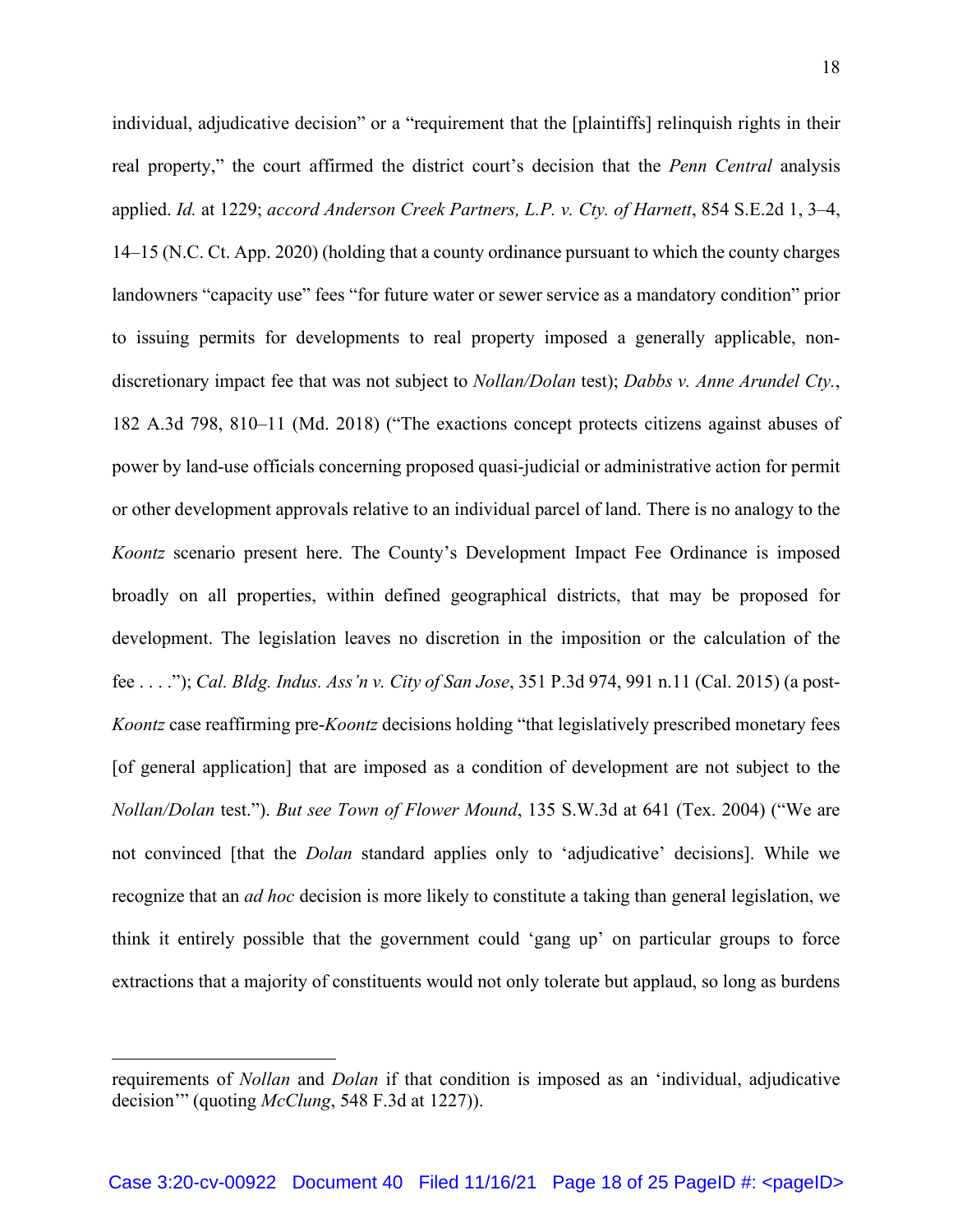individual, adjudicative decision" or a "requirement that the [plaintiffs] relinquish rights in their real property," the court affirmed the district court's decision that the *Penn Central* analysis applied. *Id.* at 1229; *accord Anderson Creek Partners, L.P. v. Cty. of Harnett*, 854 S.E.2d 1, 3–4, 14–15 (N.C. Ct. App. 2020) (holding that a county ordinance pursuant to which the county charges landowners "capacity use" fees "for future water or sewer service as a mandatory condition" prior to issuing permits for developments to real property imposed a generally applicable, non-discretionary impact fee that was not subject to *Nollan/Dolan* test); *Dabbs v. Anne Arundel Cty.*, 182 A.3d 798, 810–11 (Md. 2018) ("The exactions concept protects citizens against abuses of power by land-use officials concerning proposed quasi-judicial or administrative action for permit or other development approvals relative to an individual parcel of land. There is no analogy to the *Koontz* scenario present here. The County's Development Impact Fee Ordinance is imposed broadly on all properties, within defined geographical districts, that may be proposed for development. The legislation leaves no discretion in the imposition or the calculation of the fee . . . ."); *Cal. Bldg. Indus. Ass'n v. City of San Jose*, 351 P.3d 974, 991 n.11 (Cal. 2015) (a post-*Koontz* case reaffirming pre-*Koontz* decisions holding "that legislatively prescribed monetary fees [of general application] that are imposed as a condition of development are not subject to the *Nollan/Dolan* test."). *But see Town of Flower Mound*, 135 S.W.3d at 641 (Tex. 2004) ("We are not convinced [that the *Dolan* standard applies only to 'adjudicative' decisions]. While we recognize that an *ad hoc* decision is more likely to constitute a taking than general legislation, we think it entirely possible that the government could 'gang up' on particular groups to force extractions that a majority of constituents would not only tolerate but applaud, so long as burdens

---

requirements of *Nollan* and *Dolan* if that condition is imposed as an 'individual, adjudicative decision'" (quoting *McClung*, 548 F.3d at 1227)).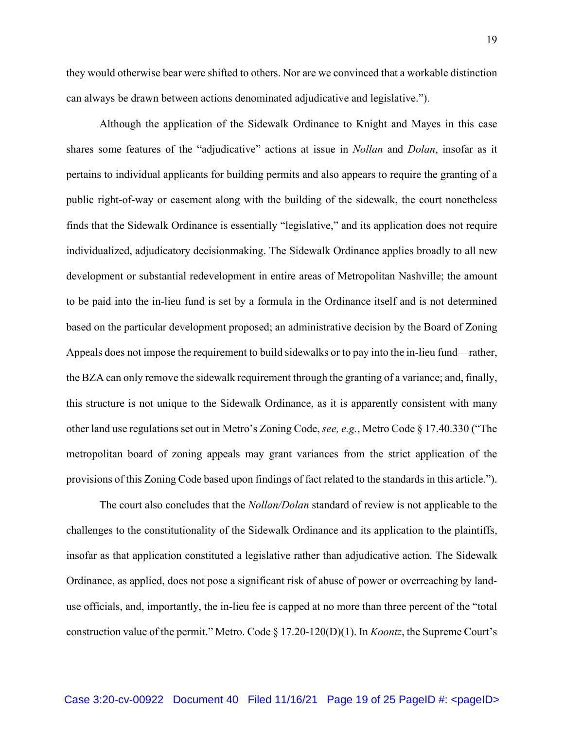they would otherwise bear were shifted to others. Nor are we convinced that a workable distinction can always be drawn between actions denominated adjudicative and legislative.").

Although the application of the Sidewalk Ordinance to Knight and Mayes in this case shares some features of the "adjudicative" actions at issue in *Nollan* and *Dolan*, insofar as it pertains to individual applicants for building permits and also appears to require the granting of a public right-of-way or easement along with the building of the sidewalk, the court nonetheless finds that the Sidewalk Ordinance is essentially "legislative," and its application does not require individualized, adjudicatory decisionmaking. The Sidewalk Ordinance applies broadly to all new development or substantial redevelopment in entire areas of Metropolitan Nashville; the amount to be paid into the in-lieu fund is set by a formula in the Ordinance itself and is not determined based on the particular development proposed; an administrative decision by the Board of Zoning Appeals does not impose the requirement to build sidewalks or to pay into the in-lieu fund—rather, the BZA can only remove the sidewalk requirement through the granting of a variance; and, finally, this structure is not unique to the Sidewalk Ordinance, as it is apparently consistent with many other land use regulations set out in Metro's Zoning Code, *see, e.g.*, Metro Code § 17.40.330 ("The metropolitan board of zoning appeals may grant variances from the strict application of the provisions of this Zoning Code based upon findings of fact related to the standards in this article.").

The court also concludes that the *Nollan/Dolan* standard of review is not applicable to the challenges to the constitutionality of the Sidewalk Ordinance and its application to the plaintiffs, insofar as that application constituted a legislative rather than adjudicative action. The Sidewalk Ordinance, as applied, does not pose a significant risk of abuse of power or overreaching by land-use officials, and, importantly, the in-lieu fee is capped at no more than three percent of the "total construction value of the permit." Metro. Code § 17.20-120(D)(1). In *Koontz*, the Supreme Court's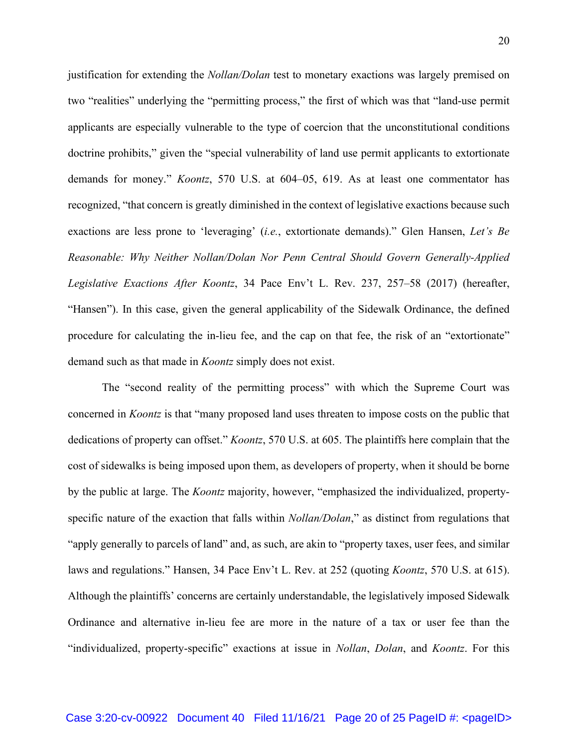justification for extending the *Nollan/Dolan* test to monetary exactions was largely premised on two "realities" underlying the "permitting process," the first of which was that "land-use permit applicants are especially vulnerable to the type of coercion that the unconstitutional conditions doctrine prohibits," given the "special vulnerability of land use permit applicants to extortionate demands for money." *Koontz*, 570 U.S. at 604–05, 619. As at least one commentator has recognized, "that concern is greatly diminished in the context of legislative exactions because such exactions are less prone to 'leveraging' (*i.e.*, extortionate demands)." Glen Hansen, *Let's Be Reasonable: Why Neither Nollan/Dolan Nor Penn Central Should Govern Generally-Applied Legislative Exactions After Koontz*, 34 Pace Env't L. Rev. 237, 257–58 (2017) (hereafter, "Hansen"). In this case, given the general applicability of the Sidewalk Ordinance, the defined procedure for calculating the in-lieu fee, and the cap on that fee, the risk of an "extortionate" demand such as that made in *Koontz* simply does not exist.

The "second reality of the permitting process" with which the Supreme Court was concerned in *Koontz* is that "many proposed land uses threaten to impose costs on the public that dedications of property can offset." *Koontz*, 570 U.S. at 605. The plaintiffs here complain that the cost of sidewalks is being imposed upon them, as developers of property, when it should be borne by the public at large. The *Koontz* majority, however, "emphasized the individualized, property-specific nature of the exaction that falls within *Nollan/Dolan*," as distinct from regulations that "apply generally to parcels of land" and, as such, are akin to "property taxes, user fees, and similar laws and regulations." Hansen, 34 Pace Env't L. Rev. at 252 (quoting *Koontz*, 570 U.S. at 615). Although the plaintiffs' concerns are certainly understandable, the legislatively imposed Sidewalk Ordinance and alternative in-lieu fee are more in the nature of a tax or user fee than the "individualized, property-specific" exactions at issue in *Nollan*, *Dolan*, and *Koontz*. For this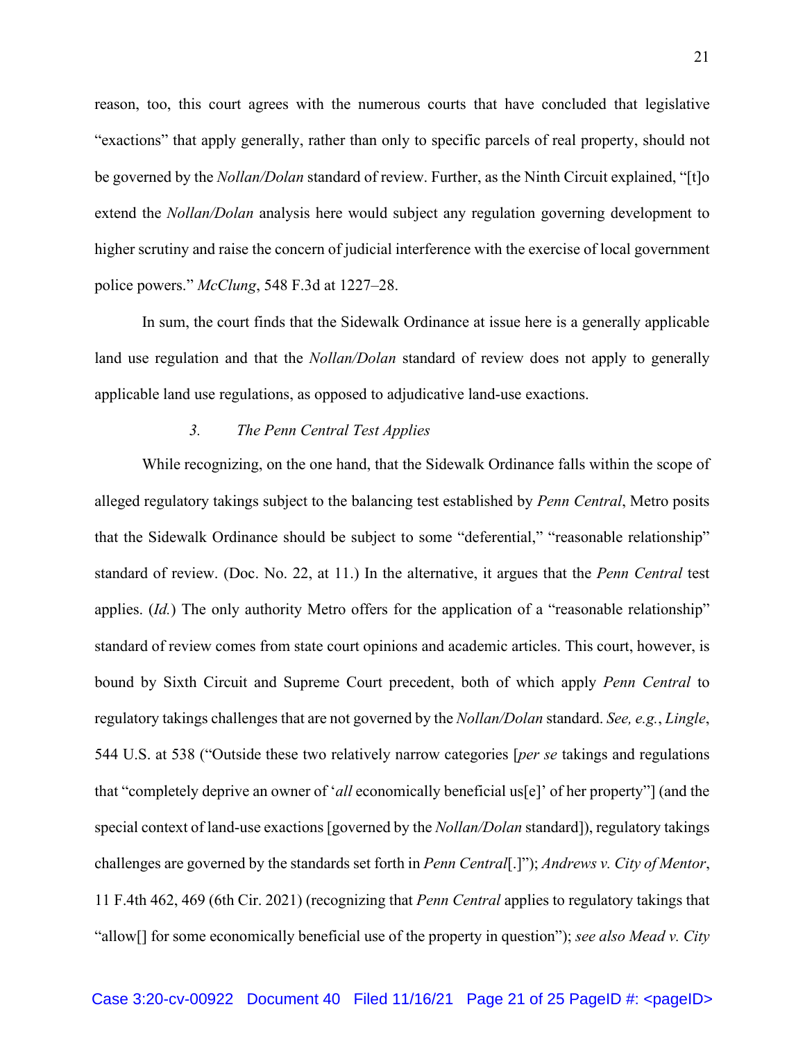reason, too, this court agrees with the numerous courts that have concluded that legislative "exactions" that apply generally, rather than only to specific parcels of real property, should not be governed by the *Nollan/Dolan* standard of review. Further, as the Ninth Circuit explained, "[t]o extend the *Nollan/Dolan* analysis here would subject any regulation governing development to higher scrutiny and raise the concern of judicial interference with the exercise of local government police powers." *McClung*, 548 F.3d at 1227–28.

In sum, the court finds that the Sidewalk Ordinance at issue here is a generally applicable land use regulation and that the *Nollan/Dolan* standard of review does not apply to generally applicable land use regulations, as opposed to adjudicative land-use exactions.

### 3. *The Penn Central Test Applies*

While recognizing, on the one hand, that the Sidewalk Ordinance falls within the scope of alleged regulatory takings subject to the balancing test established by *Penn Central*, Metro posits that the Sidewalk Ordinance should be subject to some "deferential," "reasonable relationship" standard of review. (Doc. No. 22, at 11.) In the alternative, it argues that the *Penn Central* test applies. (*Id.*) The only authority Metro offers for the application of a "reasonable relationship" standard of review comes from state court opinions and academic articles. This court, however, is bound by Sixth Circuit and Supreme Court precedent, both of which apply *Penn Central* to regulatory takings challenges that are not governed by the *Nollan/Dolan* standard. *See, e.g.*, *Lingle*, 544 U.S. at 538 ("Outside these two relatively narrow categories [*per se* takings and regulations that "completely deprive an owner of '*all* economically beneficial us[e]' of her property"] (and the special context of land-use exactions [governed by the *Nollan/Dolan* standard]), regulatory takings challenges are governed by the standards set forth in *Penn Central*[.]"); *Andrews v. City of Mentor*, 11 F.4th 462, 469 (6th Cir. 2021) (recognizing that *Penn Central* applies to regulatory takings that "allow[] for some economically beneficial use of the property in question"); *see also Mead v. City*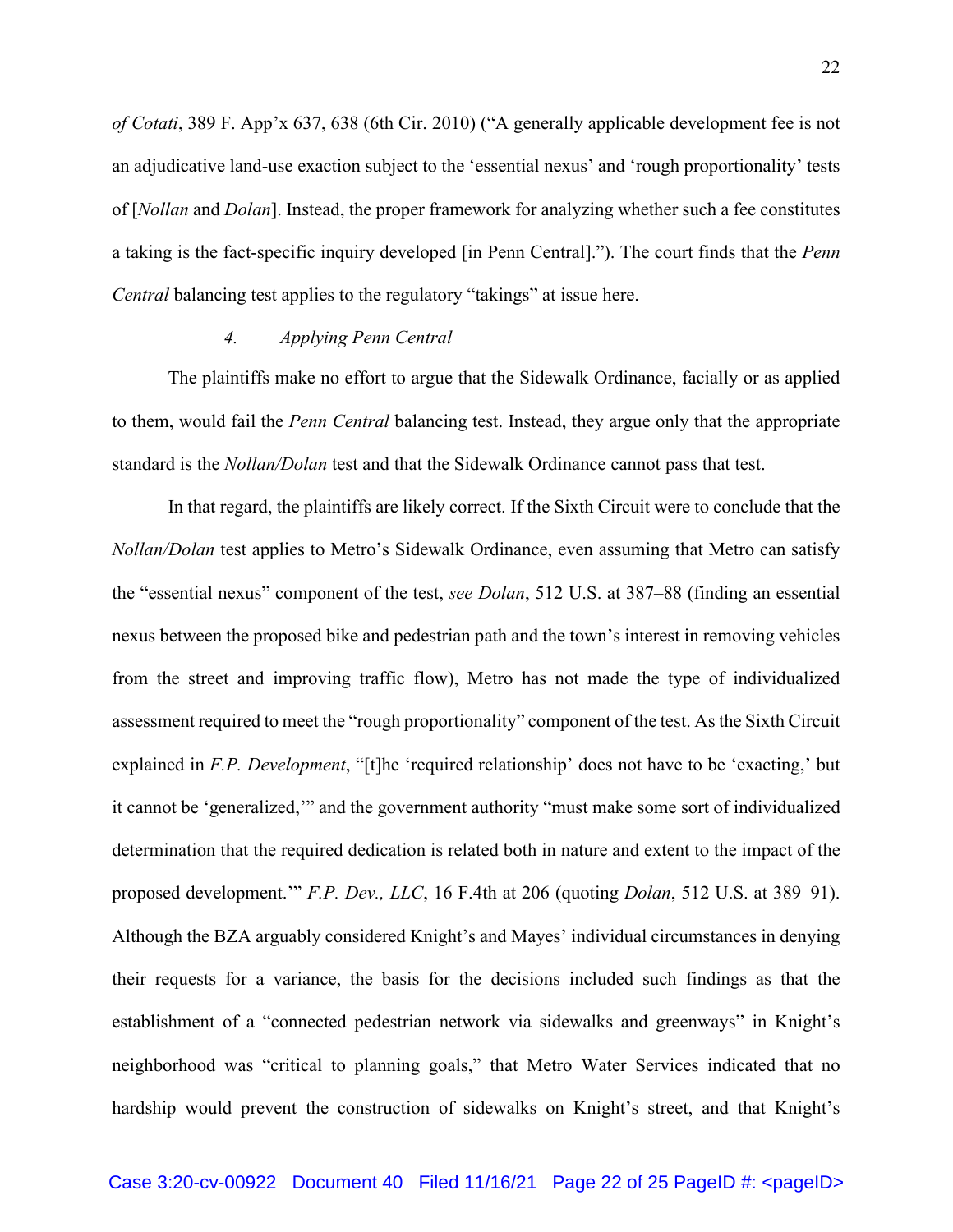*of Cotati*, 389 F. App'x 637, 638 (6th Cir. 2010) ("A generally applicable development fee is not an adjudicative land-use exaction subject to the 'essential nexus' and 'rough proportionality' tests of [*Nollan* and *Dolan*]. Instead, the proper framework for analyzing whether such a fee constitutes a taking is the fact-specific inquiry developed [in Penn Central]."). The court finds that the *Penn Central* balancing test applies to the regulatory "takings" at issue here.

### 4. *Applying Penn Central*

The plaintiffs make no effort to argue that the Sidewalk Ordinance, facially or as applied to them, would fail the *Penn Central* balancing test. Instead, they argue only that the appropriate standard is the *Nollan/Dolan* test and that the Sidewalk Ordinance cannot pass that test.

In that regard, the plaintiffs are likely correct. If the Sixth Circuit were to conclude that the *Nollan/Dolan* test applies to Metro's Sidewalk Ordinance, even assuming that Metro can satisfy the "essential nexus" component of the test, *see Dolan*, 512 U.S. at 387–88 (finding an essential nexus between the proposed bike and pedestrian path and the town's interest in removing vehicles from the street and improving traffic flow), Metro has not made the type of individualized assessment required to meet the "rough proportionality" component of the test. As the Sixth Circuit explained in *F.P. Development*, "[t]he 'required relationship' does not have to be 'exacting,' but it cannot be 'generalized,'" and the government authority "must make some sort of individualized determination that the required dedication is related both in nature and extent to the impact of the proposed development.'" *F.P. Dev., LLC*, 16 F.4th at 206 (quoting *Dolan*, 512 U.S. at 389–91). Although the BZA arguably considered Knight's and Mayes' individual circumstances in denying their requests for a variance, the basis for the decisions included such findings as that the establishment of a "connected pedestrian network via sidewalks and greenways" in Knight's neighborhood was "critical to planning goals," that Metro Water Services indicated that no hardship would prevent the construction of sidewalks on Knight's street, and that Knight's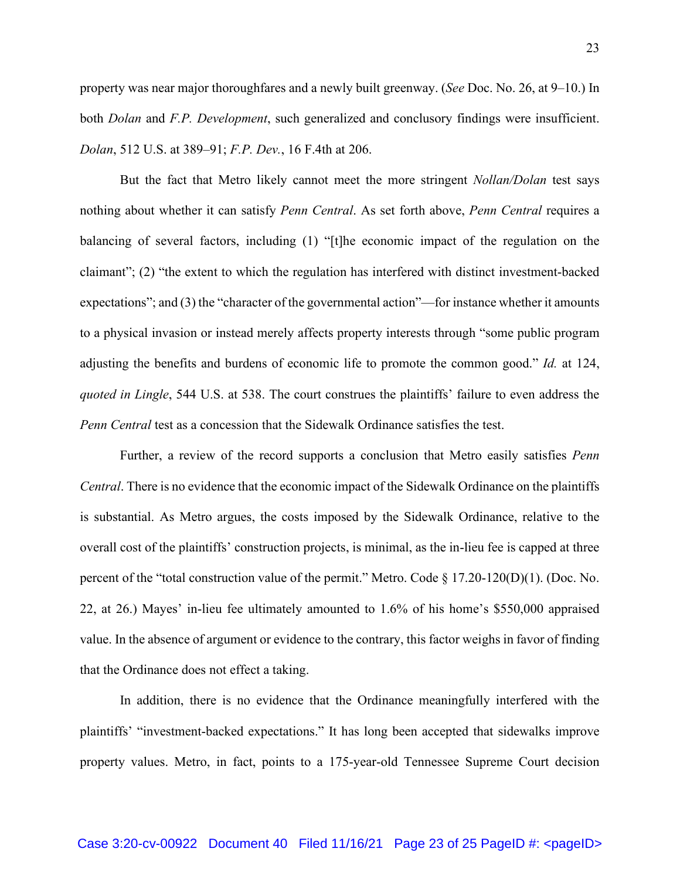property was near major thoroughfares and a newly built greenway. (*See* Doc. No. 26, at 9–10.) In both *Dolan* and *F.P. Development*, such generalized and conclusory findings were insufficient. *Dolan*, 512 U.S. at 389–91; *F.P. Dev.*, 16 F.4th at 206.

But the fact that Metro likely cannot meet the more stringent *Nollan/Dolan* test says nothing about whether it can satisfy *Penn Central*. As set forth above, *Penn Central* requires a balancing of several factors, including (1) "[t]he economic impact of the regulation on the claimant"; (2) "the extent to which the regulation has interfered with distinct investment-backed expectations"; and (3) the "character of the governmental action"—for instance whether it amounts to a physical invasion or instead merely affects property interests through "some public program adjusting the benefits and burdens of economic life to promote the common good." *Id.* at 124, *quoted in Lingle*, 544 U.S. at 538. The court construes the plaintiffs' failure to even address the *Penn Central* test as a concession that the Sidewalk Ordinance satisfies the test.

Further, a review of the record supports a conclusion that Metro easily satisfies *Penn Central*. There is no evidence that the economic impact of the Sidewalk Ordinance on the plaintiffs is substantial. As Metro argues, the costs imposed by the Sidewalk Ordinance, relative to the overall cost of the plaintiffs' construction projects, is minimal, as the in-lieu fee is capped at three percent of the "total construction value of the permit." Metro. Code § 17.20-120(D)(1). (Doc. No. 22, at 26.) Mayes' in-lieu fee ultimately amounted to 1.6% of his home's $550,000 appraised value. In the absence of argument or evidence to the contrary, this factor weighs in favor of finding that the Ordinance does not effect a taking.

In addition, there is no evidence that the Ordinance meaningfully interfered with the plaintiffs' "investment-backed expectations." It has long been accepted that sidewalks improve property values. Metro, in fact, points to a 175-year-old Tennessee Supreme Court decision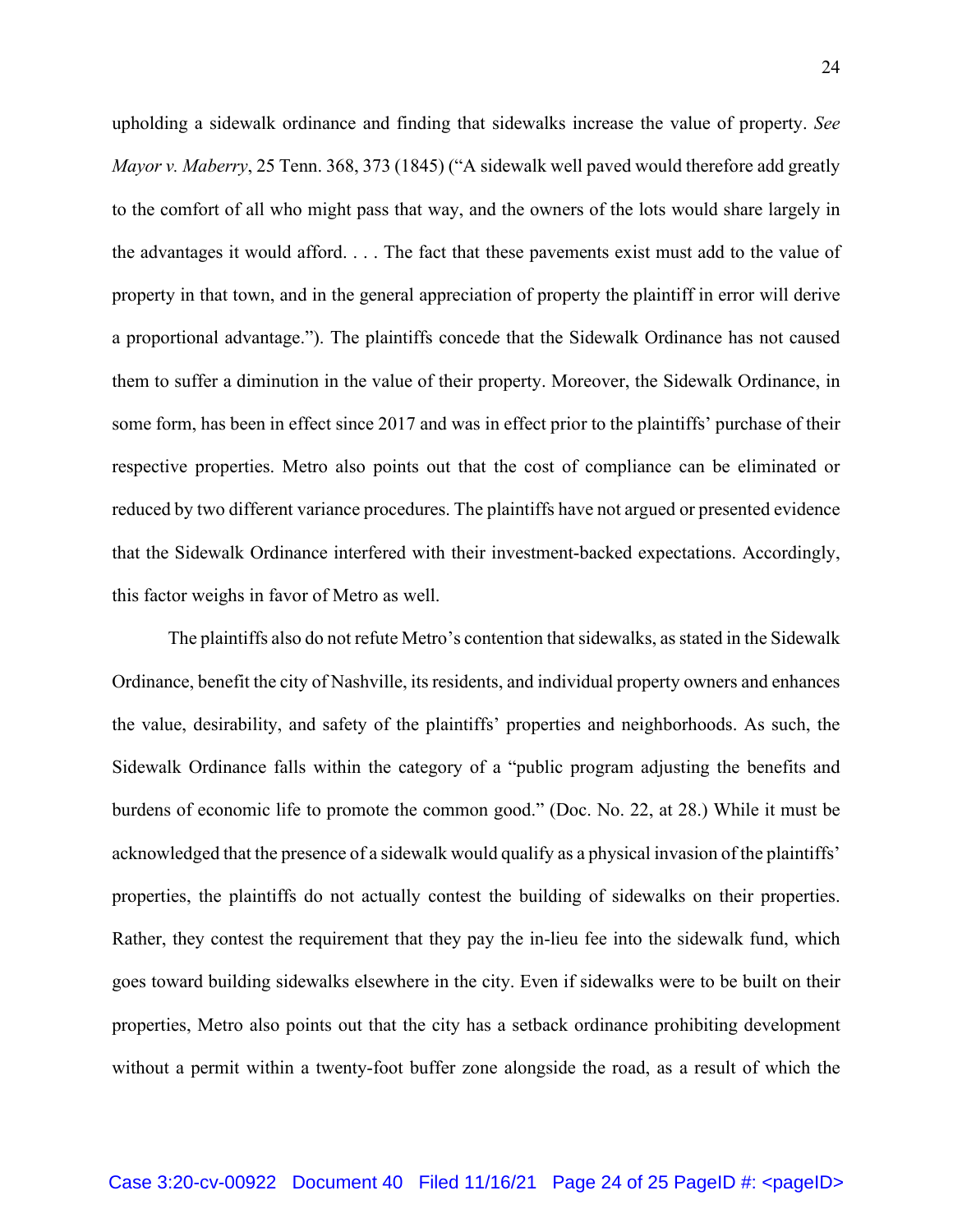upholding a sidewalk ordinance and finding that sidewalks increase the value of property. *See Mayor v. Maberry*, 25 Tenn. 368, 373 (1845) ("A sidewalk well paved would therefore add greatly to the comfort of all who might pass that way, and the owners of the lots would share largely in the advantages it would afford. . . . The fact that these pavements exist must add to the value of property in that town, and in the general appreciation of property the plaintiff in error will derive a proportional advantage."). The plaintiffs concede that the Sidewalk Ordinance has not caused them to suffer a diminution in the value of their property. Moreover, the Sidewalk Ordinance, in some form, has been in effect since 2017 and was in effect prior to the plaintiffs' purchase of their respective properties. Metro also points out that the cost of compliance can be eliminated or reduced by two different variance procedures. The plaintiffs have not argued or presented evidence that the Sidewalk Ordinance interfered with their investment-backed expectations. Accordingly, this factor weighs in favor of Metro as well.

The plaintiffs also do not refute Metro's contention that sidewalks, as stated in the Sidewalk Ordinance, benefit the city of Nashville, its residents, and individual property owners and enhances the value, desirability, and safety of the plaintiffs' properties and neighborhoods. As such, the Sidewalk Ordinance falls within the category of a "public program adjusting the benefits and burdens of economic life to promote the common good." (Doc. No. 22, at 28.) While it must be acknowledged that the presence of a sidewalk would qualify as a physical invasion of the plaintiffs' properties, the plaintiffs do not actually contest the building of sidewalks on their properties. Rather, they contest the requirement that they pay the in-lieu fee into the sidewalk fund, which goes toward building sidewalks elsewhere in the city. Even if sidewalks were to be built on their properties, Metro also points out that the city has a setback ordinance prohibiting development without a permit within a twenty-foot buffer zone alongside the road, as a result of which the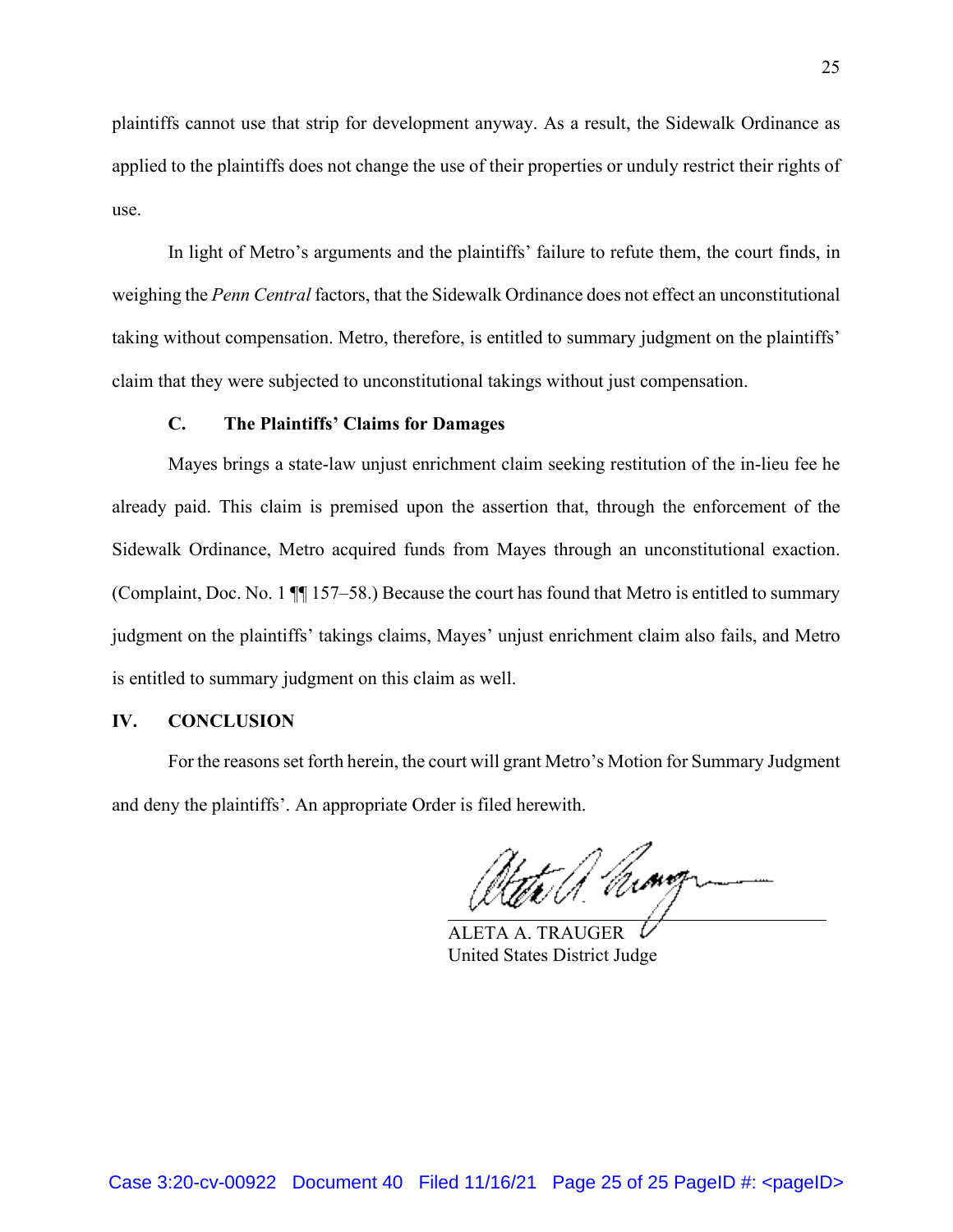plaintiffs cannot use that strip for development anyway. As a result, the Sidewalk Ordinance as applied to the plaintiffs does not change the use of their properties or unduly restrict their rights of use.

In light of Metro's arguments and the plaintiffs' failure to refute them, the court finds, in weighing the *Penn Central* factors, that the Sidewalk Ordinance does not effect an unconstitutional taking without compensation. Metro, therefore, is entitled to summary judgment on the plaintiffs' claim that they were subjected to unconstitutional takings without just compensation.

### C. The Plaintiffs' Claims for Damages

Mayes brings a state-law unjust enrichment claim seeking restitution of the in-lieu fee he already paid. This claim is premised upon the assertion that, through the enforcement of the Sidewalk Ordinance, Metro acquired funds from Mayes through an unconstitutional exaction. (Complaint, Doc. No. 1 ¶¶ 157–58.) Because the court has found that Metro is entitled to summary judgment on the plaintiffs' takings claims, Mayes' unjust enrichment claim also fails, and Metro is entitled to summary judgment on this claim as well.

## IV. CONCLUSION

For the reasons set forth herein, the court will grant Metro's Motion for Summary Judgment and deny the plaintiffs'. An appropriate Order is filed herewith.

ALETA A. TRAUGER
United States District Judge